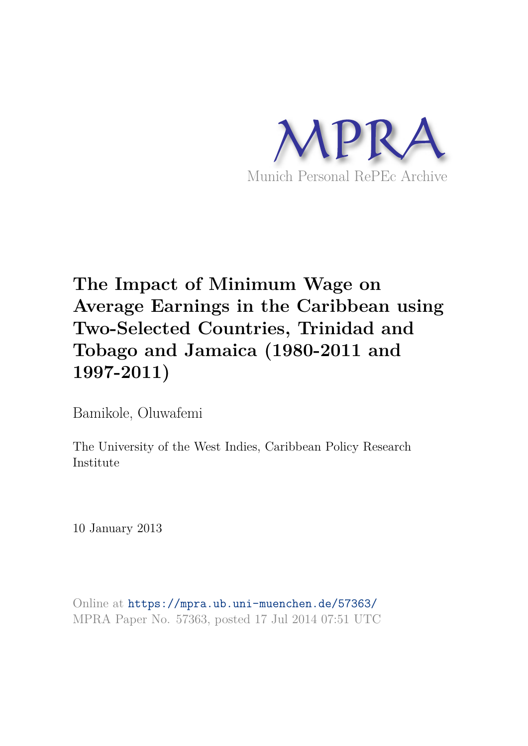MPRA

Munich Personal RePEc Archive

# The Impact of Minimum Wage on Average Earnings in the Caribbean using Two-Selected Countries, Trinidad and Tobago and Jamaica (1980-2011 and 1997-2011)

Bamikole, Oluwafemi

The University of the West Indies, Caribbean Policy Research Institute

10 January 2013

Online at https://mpra.ub.uni-muenchen.de/57363/
MPRA Paper No. 57363, posted 17 Jul 2014 07:51 UTC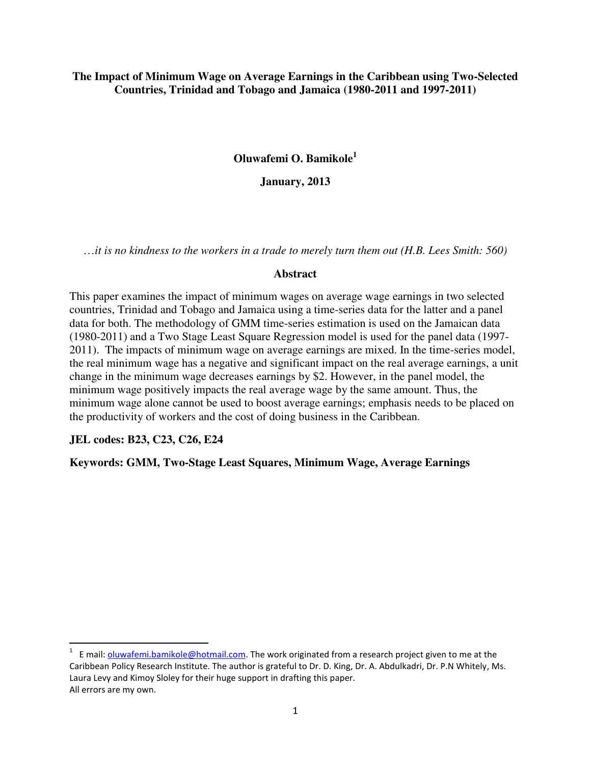**The Impact of Minimum Wage on Average Earnings in the Caribbean using Two-Selected Countries, Trinidad and Tobago and Jamaica (1980-2011 and 1997-2011)**

**Oluwafemi O. Bamikole**[1]

**January, 2013**

*…it is no kindness to the workers in a trade to merely turn them out (H.B. Lees Smith: 560)*

## Abstract

This paper examines the impact of minimum wages on average wage earnings in two selected countries, Trinidad and Tobago and Jamaica using a time-series data for the latter and a panel data for both. The methodology of GMM time-series estimation is used on the Jamaican data (1980-2011) and a Two Stage Least Square Regression model is used for the panel data (1997-2011). The impacts of minimum wage on average earnings are mixed. In the time-series model, the real minimum wage has a negative and significant impact on the real average earnings, a unit change in the minimum wage decreases earnings by $2. However, in the panel model, the minimum wage positively impacts the real average wage by the same amount. Thus, the minimum wage alone cannot be used to boost average earnings; emphasis needs to be placed on the productivity of workers and the cost of doing business in the Caribbean.

**JEL codes: B23, C23, C26, E24**

**Keywords: GMM, Two-Stage Least Squares, Minimum Wage, Average Earnings**

---

[1] E mail: oluwafemi.bamikole@hotmail.com. The work originated from a research project given to me at the Caribbean Policy Research Institute. The author is grateful to Dr. D. King, Dr. A. Abdulkadri, Dr. P.N Whitely, Ms. Laura Levy and Kimoy Sloley for their huge support in drafting this paper.
All errors are my own.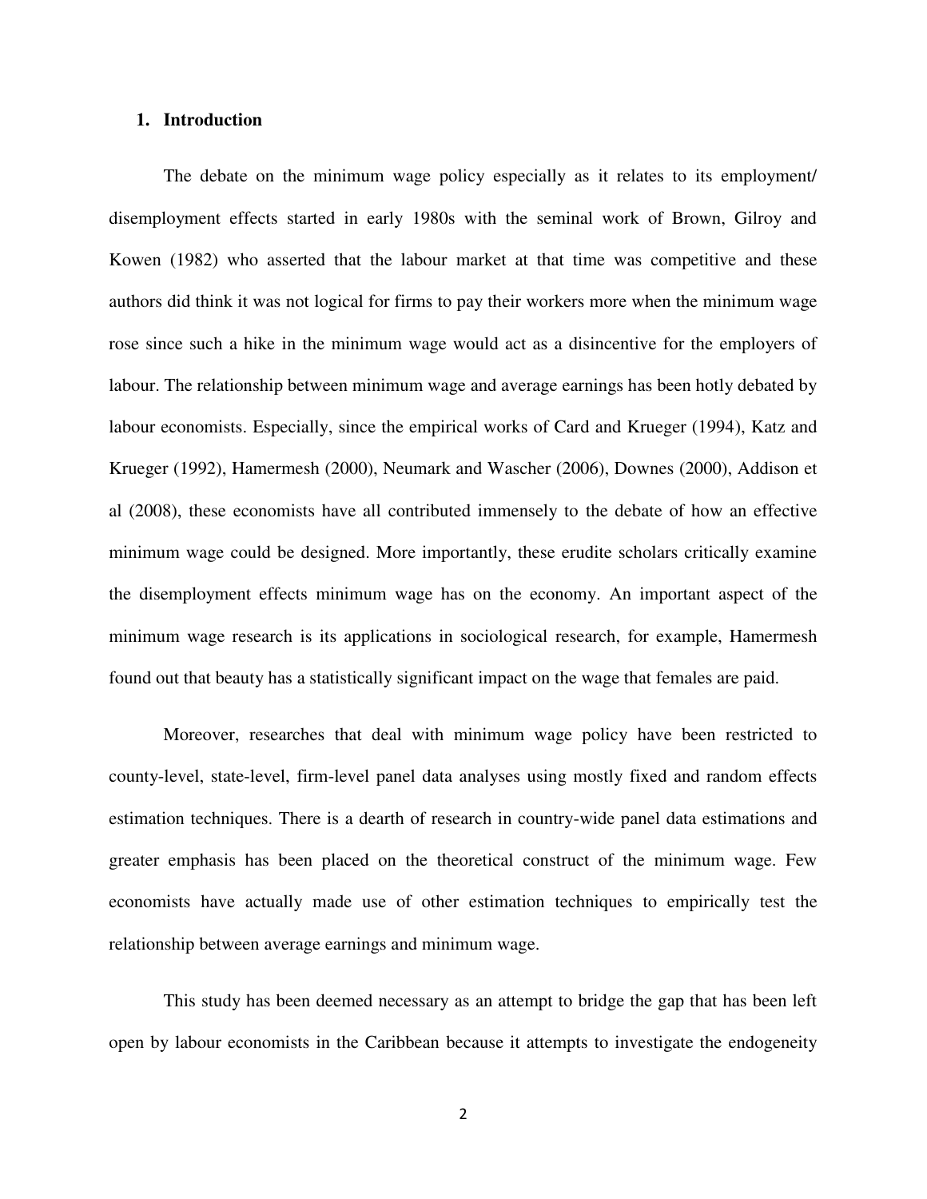## 1. Introduction

The debate on the minimum wage policy especially as it relates to its employment/ disemployment effects started in early 1980s with the seminal work of Brown, Gilroy and Kowen (1982) who asserted that the labour market at that time was competitive and these authors did think it was not logical for firms to pay their workers more when the minimum wage rose since such a hike in the minimum wage would act as a disincentive for the employers of labour. The relationship between minimum wage and average earnings has been hotly debated by labour economists. Especially, since the empirical works of Card and Krueger (1994), Katz and Krueger (1992), Hamermesh (2000), Neumark and Wascher (2006), Downes (2000), Addison et al (2008), these economists have all contributed immensely to the debate of how an effective minimum wage could be designed. More importantly, these erudite scholars critically examine the disemployment effects minimum wage has on the economy. An important aspect of the minimum wage research is its applications in sociological research, for example, Hamermesh found out that beauty has a statistically significant impact on the wage that females are paid.

Moreover, researches that deal with minimum wage policy have been restricted to county-level, state-level, firm-level panel data analyses using mostly fixed and random effects estimation techniques. There is a dearth of research in country-wide panel data estimations and greater emphasis has been placed on the theoretical construct of the minimum wage. Few economists have actually made use of other estimation techniques to empirically test the relationship between average earnings and minimum wage.

This study has been deemed necessary as an attempt to bridge the gap that has been left open by labour economists in the Caribbean because it attempts to investigate the endogeneity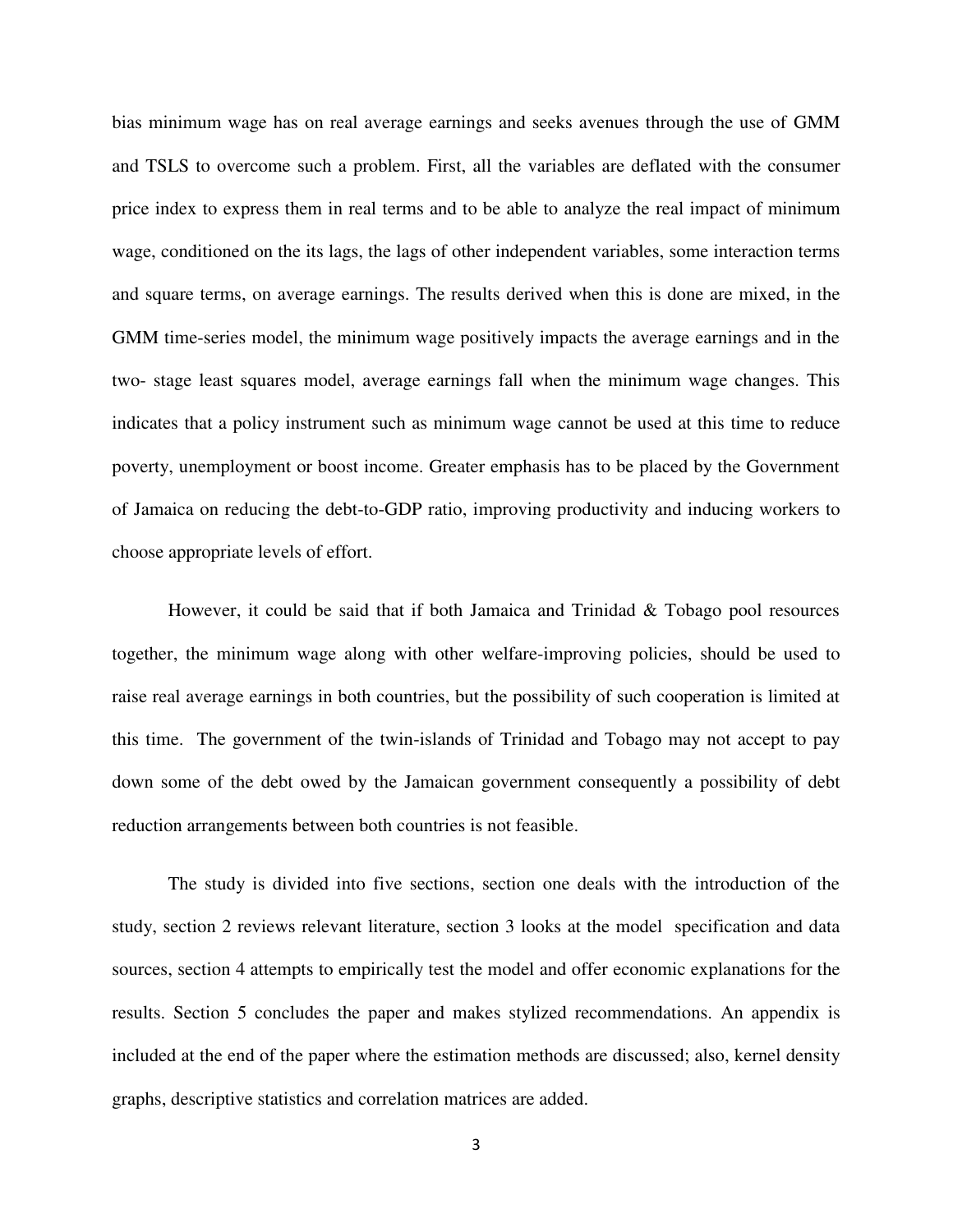bias minimum wage has on real average earnings and seeks avenues through the use of GMM and TSLS to overcome such a problem. First, all the variables are deflated with the consumer price index to express them in real terms and to be able to analyze the real impact of minimum wage, conditioned on the its lags, the lags of other independent variables, some interaction terms and square terms, on average earnings. The results derived when this is done are mixed, in the GMM time-series model, the minimum wage positively impacts the average earnings and in the two- stage least squares model, average earnings fall when the minimum wage changes. This indicates that a policy instrument such as minimum wage cannot be used at this time to reduce poverty, unemployment or boost income. Greater emphasis has to be placed by the Government of Jamaica on reducing the debt-to-GDP ratio, improving productivity and inducing workers to choose appropriate levels of effort.

However, it could be said that if both Jamaica and Trinidad & Tobago pool resources together, the minimum wage along with other welfare-improving policies, should be used to raise real average earnings in both countries, but the possibility of such cooperation is limited at this time. The government of the twin-islands of Trinidad and Tobago may not accept to pay down some of the debt owed by the Jamaican government consequently a possibility of debt reduction arrangements between both countries is not feasible.

The study is divided into five sections, section one deals with the introduction of the study, section 2 reviews relevant literature, section 3 looks at the model specification and data sources, section 4 attempts to empirically test the model and offer economic explanations for the results. Section 5 concludes the paper and makes stylized recommendations. An appendix is included at the end of the paper where the estimation methods are discussed; also, kernel density graphs, descriptive statistics and correlation matrices are added.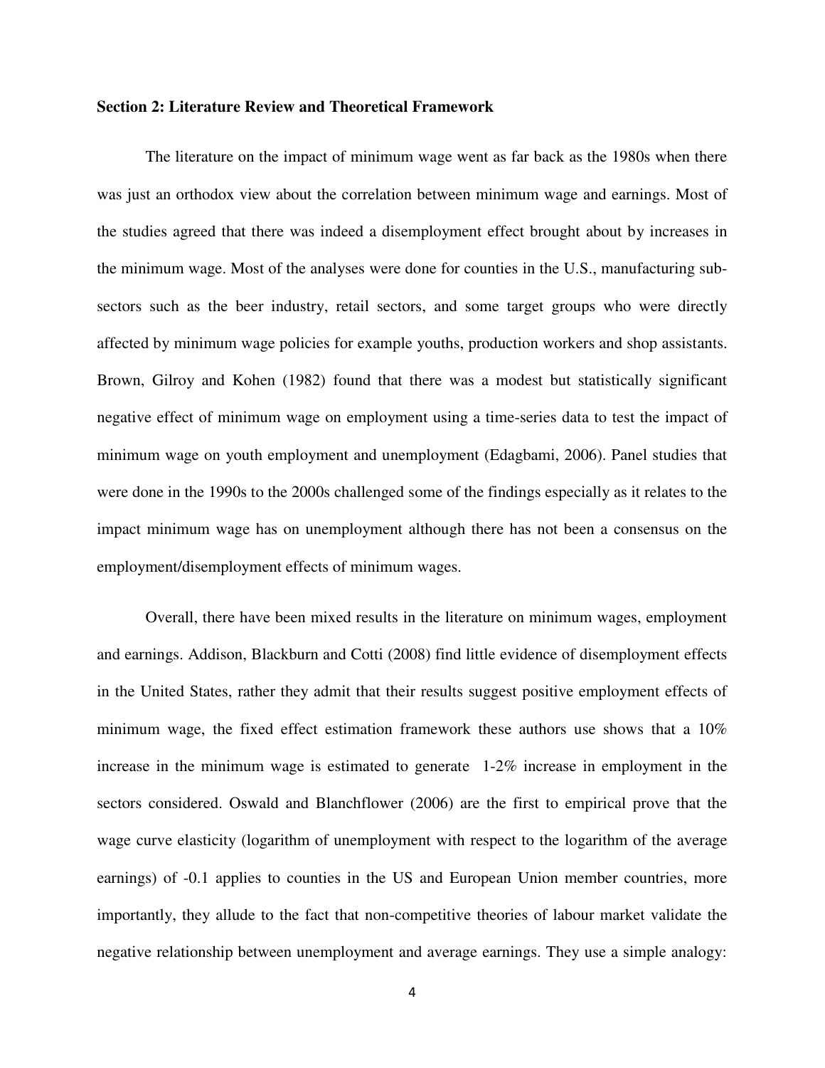**Section 2: Literature Review and Theoretical Framework**

The literature on the impact of minimum wage went as far back as the 1980s when there was just an orthodox view about the correlation between minimum wage and earnings. Most of the studies agreed that there was indeed a disemployment effect brought about by increases in the minimum wage. Most of the analyses were done for counties in the U.S., manufacturing sub-sectors such as the beer industry, retail sectors, and some target groups who were directly affected by minimum wage policies for example youths, production workers and shop assistants. Brown, Gilroy and Kohen (1982) found that there was a modest but statistically significant negative effect of minimum wage on employment using a time-series data to test the impact of minimum wage on youth employment and unemployment (Edagbami, 2006). Panel studies that were done in the 1990s to the 2000s challenged some of the findings especially as it relates to the impact minimum wage has on unemployment although there has not been a consensus on the employment/disemployment effects of minimum wages.

Overall, there have been mixed results in the literature on minimum wages, employment and earnings. Addison, Blackburn and Cotti (2008) find little evidence of disemployment effects in the United States, rather they admit that their results suggest positive employment effects of minimum wage, the fixed effect estimation framework these authors use shows that a 10% increase in the minimum wage is estimated to generate 1-2% increase in employment in the sectors considered. Oswald and Blanchflower (2006) are the first to empirical prove that the wage curve elasticity (logarithm of unemployment with respect to the logarithm of the average earnings) of -0.1 applies to counties in the US and European Union member countries, more importantly, they allude to the fact that non-competitive theories of labour market validate the negative relationship between unemployment and average earnings. They use a simple analogy: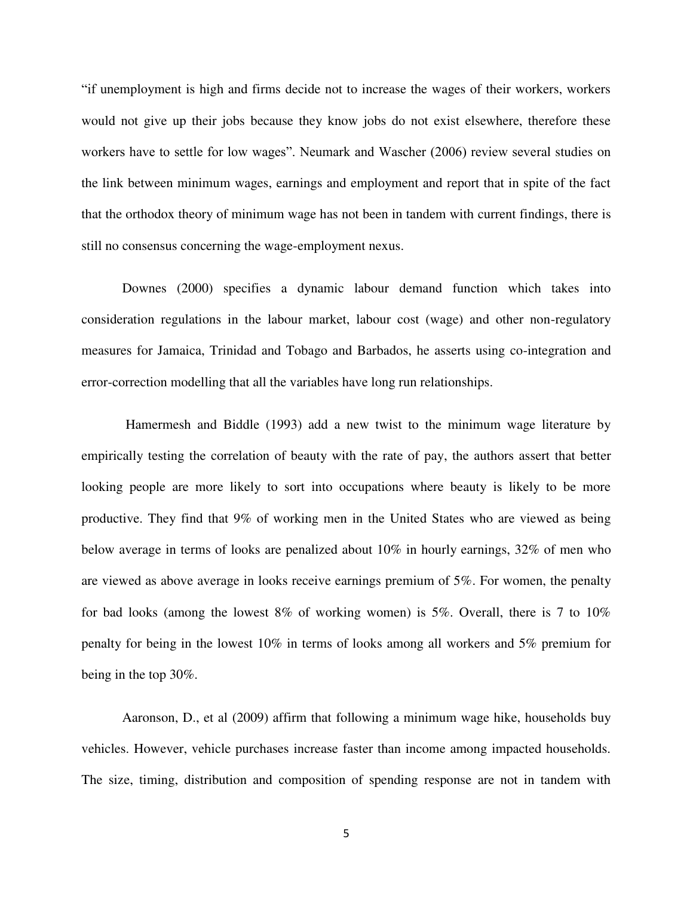"if unemployment is high and firms decide not to increase the wages of their workers, workers would not give up their jobs because they know jobs do not exist elsewhere, therefore these workers have to settle for low wages". Neumark and Wascher (2006) review several studies on the link between minimum wages, earnings and employment and report that in spite of the fact that the orthodox theory of minimum wage has not been in tandem with current findings, there is still no consensus concerning the wage-employment nexus.

Downes (2000) specifies a dynamic labour demand function which takes into consideration regulations in the labour market, labour cost (wage) and other non-regulatory measures for Jamaica, Trinidad and Tobago and Barbados, he asserts using co-integration and error-correction modelling that all the variables have long run relationships.

Hamermesh and Biddle (1993) add a new twist to the minimum wage literature by empirically testing the correlation of beauty with the rate of pay, the authors assert that better looking people are more likely to sort into occupations where beauty is likely to be more productive. They find that 9% of working men in the United States who are viewed as being below average in terms of looks are penalized about 10% in hourly earnings, 32% of men who are viewed as above average in looks receive earnings premium of 5%. For women, the penalty for bad looks (among the lowest 8% of working women) is 5%. Overall, there is 7 to 10% penalty for being in the lowest 10% in terms of looks among all workers and 5% premium for being in the top 30%.

Aaronson, D., et al (2009) affirm that following a minimum wage hike, households buy vehicles. However, vehicle purchases increase faster than income among impacted households. The size, timing, distribution and composition of spending response are not in tandem with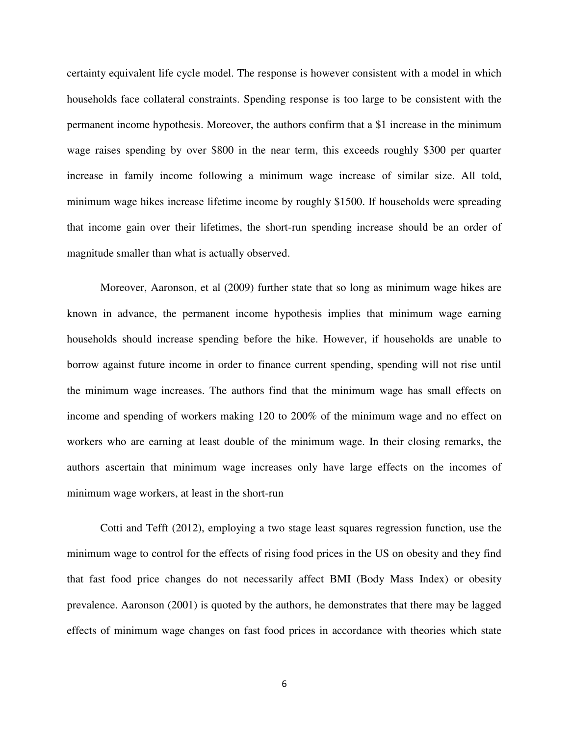certainty equivalent life cycle model. The response is however consistent with a model in which households face collateral constraints. Spending response is too large to be consistent with the permanent income hypothesis. Moreover, the authors confirm that a $1 increase in the minimum wage raises spending by over $800 in the near term, this exceeds roughly $300 per quarter increase in family income following a minimum wage increase of similar size. All told, minimum wage hikes increase lifetime income by roughly $1500. If households were spreading that income gain over their lifetimes, the short-run spending increase should be an order of magnitude smaller than what is actually observed.

Moreover, Aaronson, et al (2009) further state that so long as minimum wage hikes are known in advance, the permanent income hypothesis implies that minimum wage earning households should increase spending before the hike. However, if households are unable to borrow against future income in order to finance current spending, spending will not rise until the minimum wage increases. The authors find that the minimum wage has small effects on income and spending of workers making 120 to 200% of the minimum wage and no effect on workers who are earning at least double of the minimum wage. In their closing remarks, the authors ascertain that minimum wage increases only have large effects on the incomes of minimum wage workers, at least in the short-run

Cotti and Tefft (2012), employing a two stage least squares regression function, use the minimum wage to control for the effects of rising food prices in the US on obesity and they find that fast food price changes do not necessarily affect BMI (Body Mass Index) or obesity prevalence. Aaronson (2001) is quoted by the authors, he demonstrates that there may be lagged effects of minimum wage changes on fast food prices in accordance with theories which state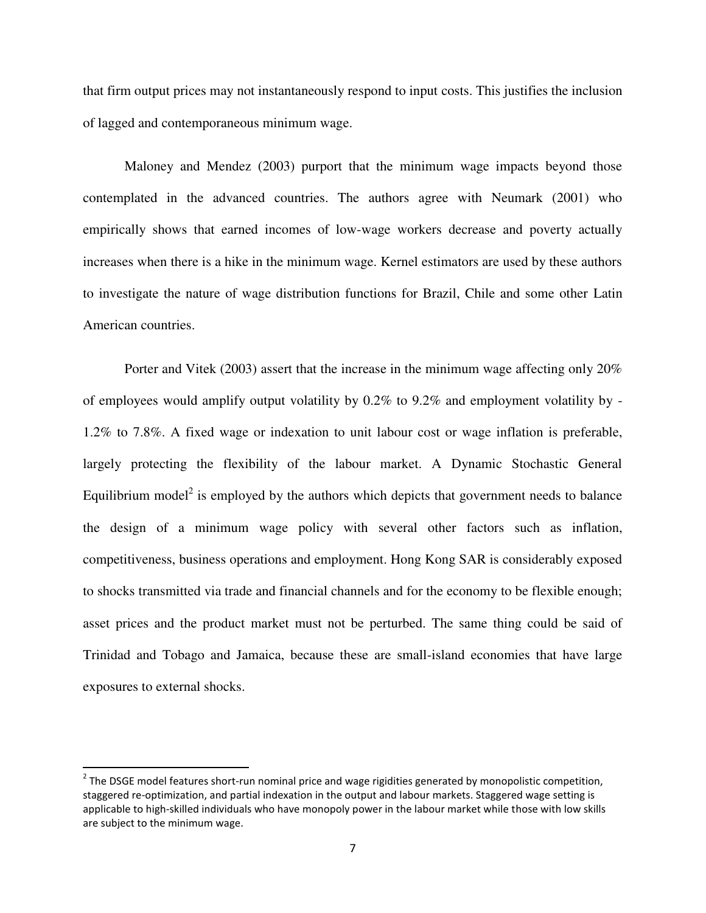that firm output prices may not instantaneously respond to input costs. This justifies the inclusion of lagged and contemporaneous minimum wage.

Maloney and Mendez (2003) purport that the minimum wage impacts beyond those contemplated in the advanced countries. The authors agree with Neumark (2001) who empirically shows that earned incomes of low-wage workers decrease and poverty actually increases when there is a hike in the minimum wage. Kernel estimators are used by these authors to investigate the nature of wage distribution functions for Brazil, Chile and some other Latin American countries.

Porter and Vitek (2003) assert that the increase in the minimum wage affecting only 20% of employees would amplify output volatility by 0.2% to 9.2% and employment volatility by -1.2% to 7.8%. A fixed wage or indexation to unit labour cost or wage inflation is preferable, largely protecting the flexibility of the labour market. A Dynamic Stochastic General Equilibrium model[2] is employed by the authors which depicts that government needs to balance the design of a minimum wage policy with several other factors such as inflation, competitiveness, business operations and employment. Hong Kong SAR is considerably exposed to shocks transmitted via trade and financial channels and for the economy to be flexible enough; asset prices and the product market must not be perturbed. The same thing could be said of Trinidad and Tobago and Jamaica, because these are small-island economies that have large exposures to external shocks.

---

[2] The DSGE model features short-run nominal price and wage rigidities generated by monopolistic competition, staggered re-optimization, and partial indexation in the output and labour markets. Staggered wage setting is applicable to high-skilled individuals who have monopoly power in the labour market while those with low skills are subject to the minimum wage.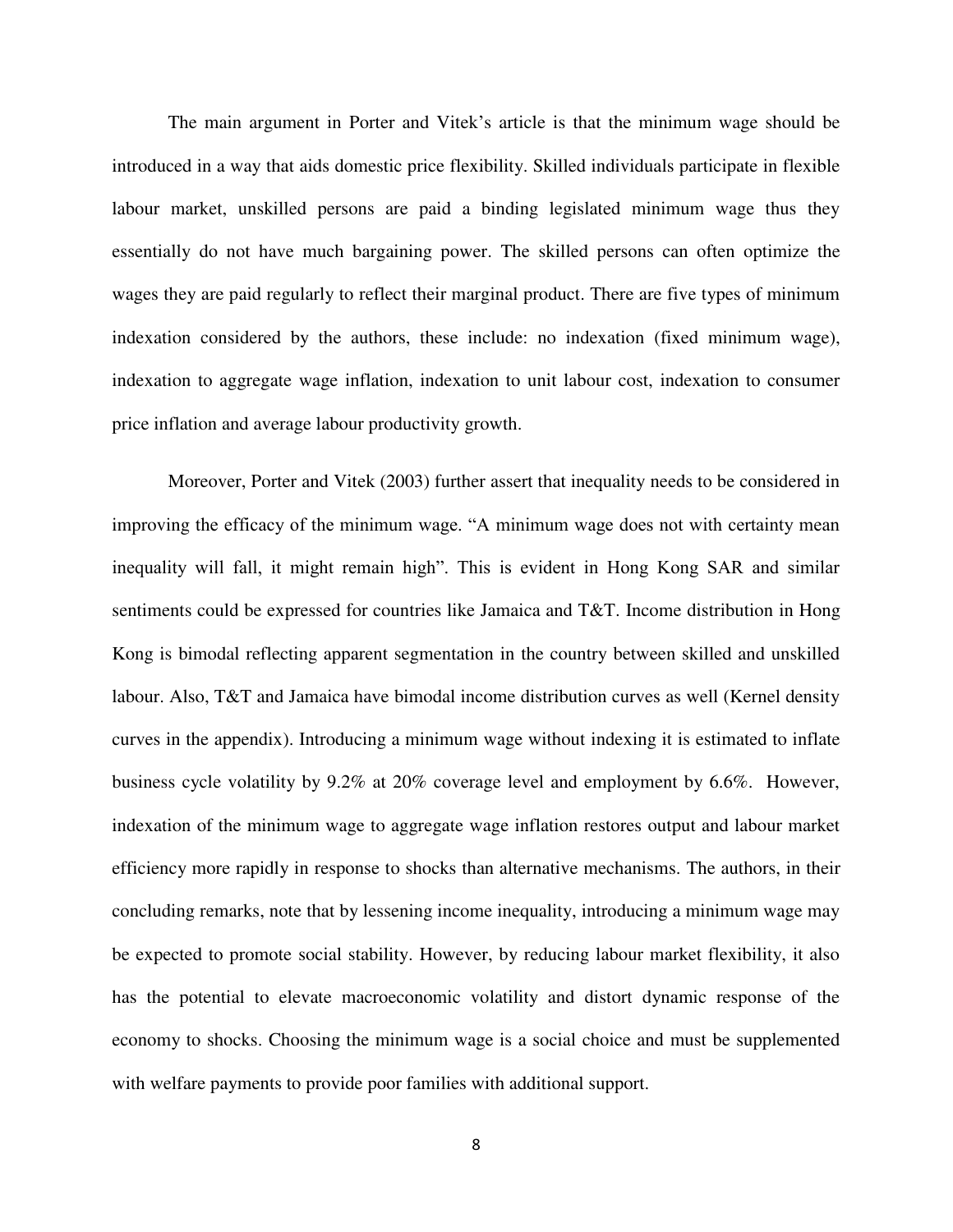The main argument in Porter and Vitek's article is that the minimum wage should be introduced in a way that aids domestic price flexibility. Skilled individuals participate in flexible labour market, unskilled persons are paid a binding legislated minimum wage thus they essentially do not have much bargaining power. The skilled persons can often optimize the wages they are paid regularly to reflect their marginal product. There are five types of minimum indexation considered by the authors, these include: no indexation (fixed minimum wage), indexation to aggregate wage inflation, indexation to unit labour cost, indexation to consumer price inflation and average labour productivity growth.

Moreover, Porter and Vitek (2003) further assert that inequality needs to be considered in improving the efficacy of the minimum wage. "A minimum wage does not with certainty mean inequality will fall, it might remain high". This is evident in Hong Kong SAR and similar sentiments could be expressed for countries like Jamaica and T&T. Income distribution in Hong Kong is bimodal reflecting apparent segmentation in the country between skilled and unskilled labour. Also, T&T and Jamaica have bimodal income distribution curves as well (Kernel density curves in the appendix). Introducing a minimum wage without indexing it is estimated to inflate business cycle volatility by 9.2% at 20% coverage level and employment by 6.6%. However, indexation of the minimum wage to aggregate wage inflation restores output and labour market efficiency more rapidly in response to shocks than alternative mechanisms. The authors, in their concluding remarks, note that by lessening income inequality, introducing a minimum wage may be expected to promote social stability. However, by reducing labour market flexibility, it also has the potential to elevate macroeconomic volatility and distort dynamic response of the economy to shocks. Choosing the minimum wage is a social choice and must be supplemented with welfare payments to provide poor families with additional support.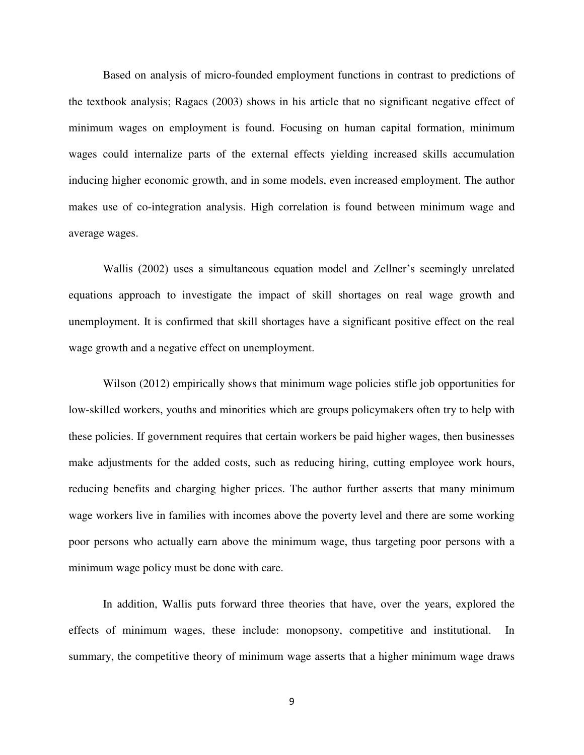Based on analysis of micro-founded employment functions in contrast to predictions of the textbook analysis; Ragacs (2003) shows in his article that no significant negative effect of minimum wages on employment is found. Focusing on human capital formation, minimum wages could internalize parts of the external effects yielding increased skills accumulation inducing higher economic growth, and in some models, even increased employment. The author makes use of co-integration analysis. High correlation is found between minimum wage and average wages.

Wallis (2002) uses a simultaneous equation model and Zellner's seemingly unrelated equations approach to investigate the impact of skill shortages on real wage growth and unemployment. It is confirmed that skill shortages have a significant positive effect on the real wage growth and a negative effect on unemployment.

Wilson (2012) empirically shows that minimum wage policies stifle job opportunities for low-skilled workers, youths and minorities which are groups policymakers often try to help with these policies. If government requires that certain workers be paid higher wages, then businesses make adjustments for the added costs, such as reducing hiring, cutting employee work hours, reducing benefits and charging higher prices. The author further asserts that many minimum wage workers live in families with incomes above the poverty level and there are some working poor persons who actually earn above the minimum wage, thus targeting poor persons with a minimum wage policy must be done with care.

In addition, Wallis puts forward three theories that have, over the years, explored the effects of minimum wages, these include: monopsony, competitive and institutional. In summary, the competitive theory of minimum wage asserts that a higher minimum wage draws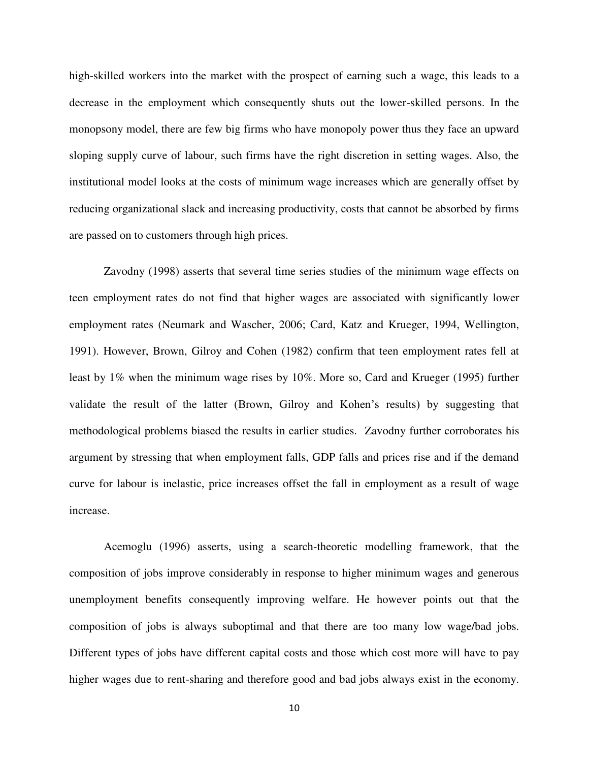high-skilled workers into the market with the prospect of earning such a wage, this leads to a decrease in the employment which consequently shuts out the lower-skilled persons. In the monopsony model, there are few big firms who have monopoly power thus they face an upward sloping supply curve of labour, such firms have the right discretion in setting wages. Also, the institutional model looks at the costs of minimum wage increases which are generally offset by reducing organizational slack and increasing productivity, costs that cannot be absorbed by firms are passed on to customers through high prices.

Zavodny (1998) asserts that several time series studies of the minimum wage effects on teen employment rates do not find that higher wages are associated with significantly lower employment rates (Neumark and Wascher, 2006; Card, Katz and Krueger, 1994, Wellington, 1991). However, Brown, Gilroy and Cohen (1982) confirm that teen employment rates fell at least by 1% when the minimum wage rises by 10%. More so, Card and Krueger (1995) further validate the result of the latter (Brown, Gilroy and Kohen's results) by suggesting that methodological problems biased the results in earlier studies. Zavodny further corroborates his argument by stressing that when employment falls, GDP falls and prices rise and if the demand curve for labour is inelastic, price increases offset the fall in employment as a result of wage increase.

Acemoglu (1996) asserts, using a search-theoretic modelling framework, that the composition of jobs improve considerably in response to higher minimum wages and generous unemployment benefits consequently improving welfare. He however points out that the composition of jobs is always suboptimal and that there are too many low wage/bad jobs. Different types of jobs have different capital costs and those which cost more will have to pay higher wages due to rent-sharing and therefore good and bad jobs always exist in the economy.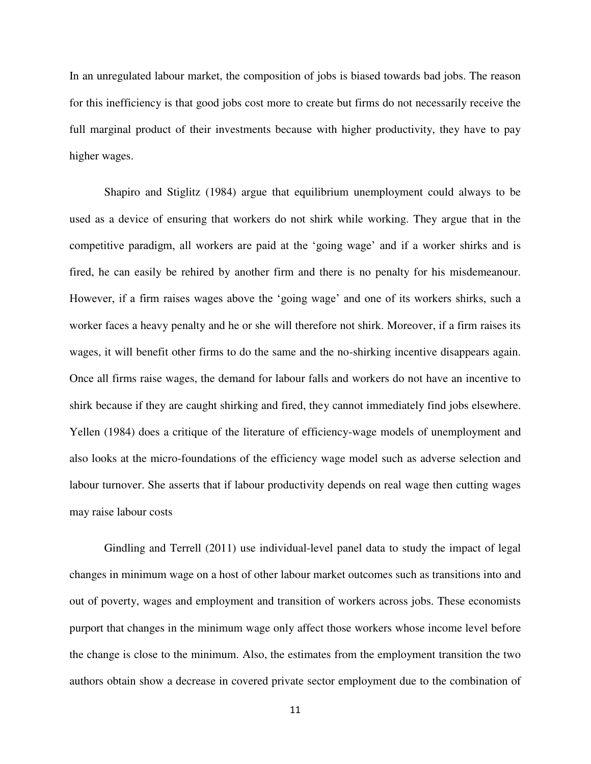In an unregulated labour market, the composition of jobs is biased towards bad jobs. The reason for this inefficiency is that good jobs cost more to create but firms do not necessarily receive the full marginal product of their investments because with higher productivity, they have to pay higher wages.

Shapiro and Stiglitz (1984) argue that equilibrium unemployment could always to be used as a device of ensuring that workers do not shirk while working. They argue that in the competitive paradigm, all workers are paid at the 'going wage' and if a worker shirks and is fired, he can easily be rehired by another firm and there is no penalty for his misdemeanour. However, if a firm raises wages above the 'going wage' and one of its workers shirks, such a worker faces a heavy penalty and he or she will therefore not shirk. Moreover, if a firm raises its wages, it will benefit other firms to do the same and the no-shirking incentive disappears again. Once all firms raise wages, the demand for labour falls and workers do not have an incentive to shirk because if they are caught shirking and fired, they cannot immediately find jobs elsewhere. Yellen (1984) does a critique of the literature of efficiency-wage models of unemployment and also looks at the micro-foundations of the efficiency wage model such as adverse selection and labour turnover. She asserts that if labour productivity depends on real wage then cutting wages may raise labour costs

Gindling and Terrell (2011) use individual-level panel data to study the impact of legal changes in minimum wage on a host of other labour market outcomes such as transitions into and out of poverty, wages and employment and transition of workers across jobs. These economists purport that changes in the minimum wage only affect those workers whose income level before the change is close to the minimum. Also, the estimates from the employment transition the two authors obtain show a decrease in covered private sector employment due to the combination of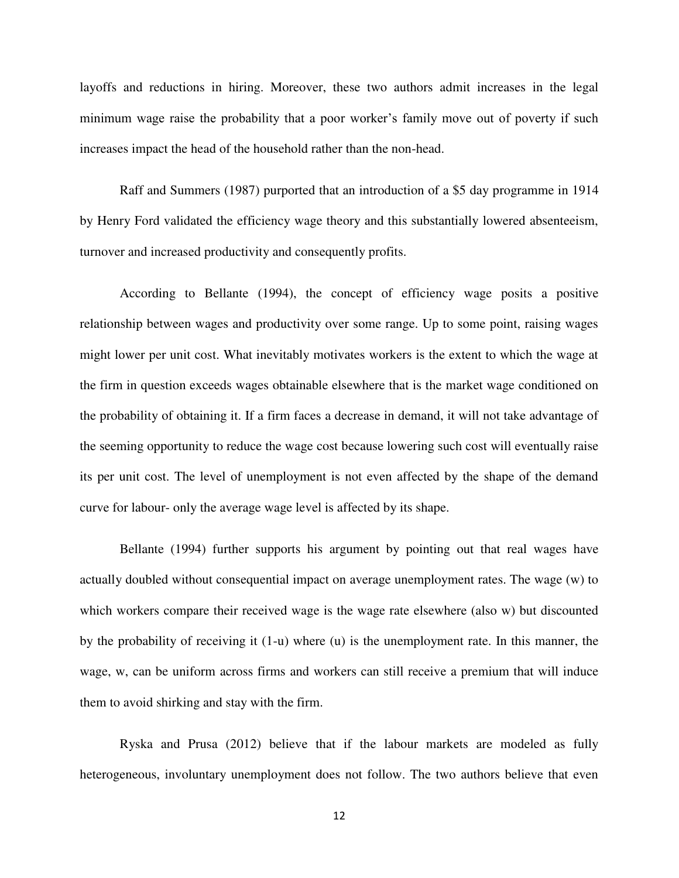layoffs and reductions in hiring. Moreover, these two authors admit increases in the legal minimum wage raise the probability that a poor worker's family move out of poverty if such increases impact the head of the household rather than the non-head.

Raff and Summers (1987) purported that an introduction of a $5 day programme in 1914 by Henry Ford validated the efficiency wage theory and this substantially lowered absenteeism, turnover and increased productivity and consequently profits.

According to Bellante (1994), the concept of efficiency wage posits a positive relationship between wages and productivity over some range. Up to some point, raising wages might lower per unit cost. What inevitably motivates workers is the extent to which the wage at the firm in question exceeds wages obtainable elsewhere that is the market wage conditioned on the probability of obtaining it. If a firm faces a decrease in demand, it will not take advantage of the seeming opportunity to reduce the wage cost because lowering such cost will eventually raise its per unit cost. The level of unemployment is not even affected by the shape of the demand curve for labour- only the average wage level is affected by its shape.

Bellante (1994) further supports his argument by pointing out that real wages have actually doubled without consequential impact on average unemployment rates. The wage ($w$) to which workers compare their received wage is the wage rate elsewhere (also $w$) but discounted by the probability of receiving it ($1-u$) where ($u$) is the unemployment rate. In this manner, the wage, $w$, can be uniform across firms and workers can still receive a premium that will induce them to avoid shirking and stay with the firm.

Ryska and Prusa (2012) believe that if the labour markets are modeled as fully heterogeneous, involuntary unemployment does not follow. The two authors believe that even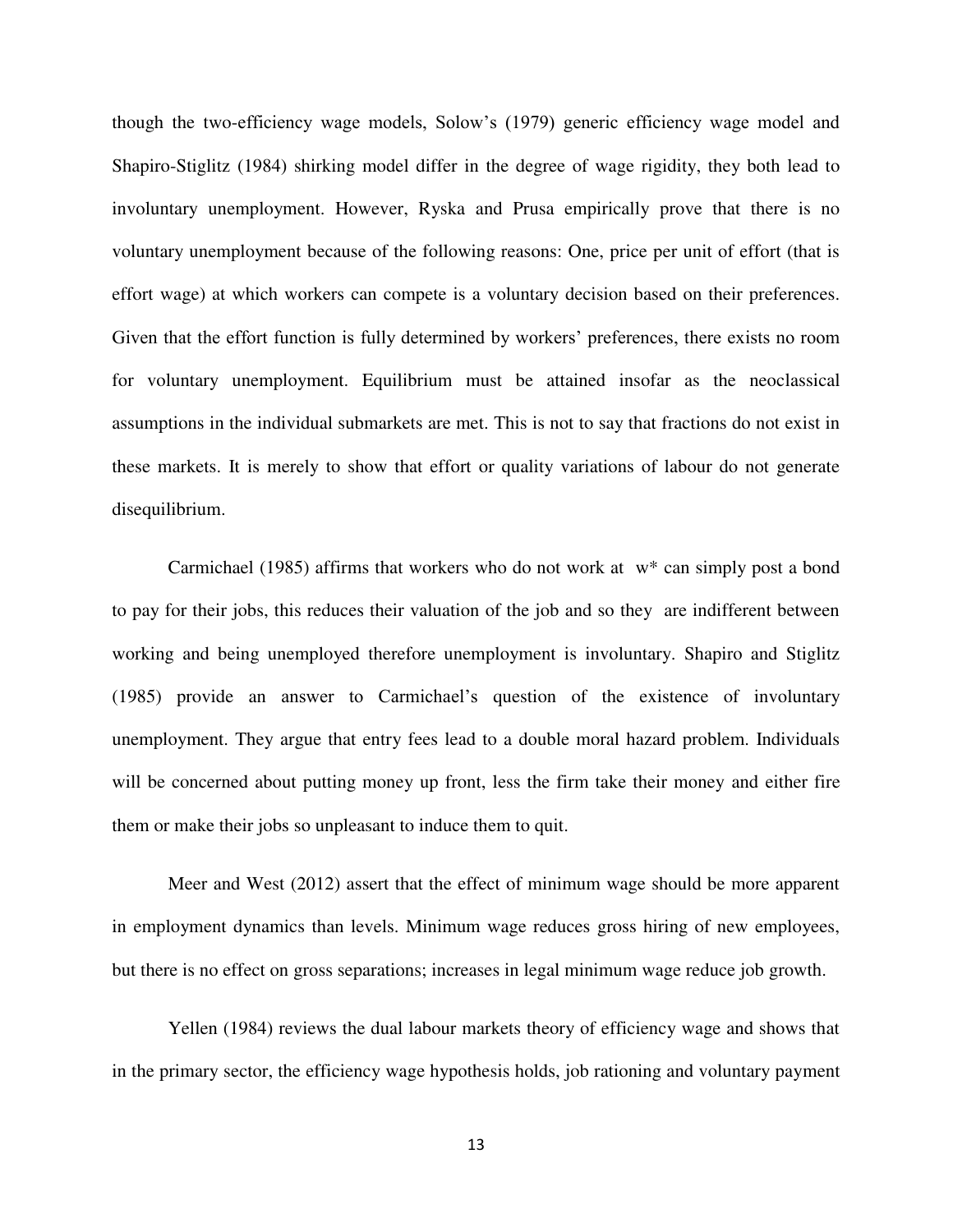though the two-efficiency wage models, Solow's (1979) generic efficiency wage model and Shapiro-Stiglitz (1984) shirking model differ in the degree of wage rigidity, they both lead to involuntary unemployment. However, Ryska and Prusa empirically prove that there is no voluntary unemployment because of the following reasons: One, price per unit of effort (that is effort wage) at which workers can compete is a voluntary decision based on their preferences. Given that the effort function is fully determined by workers' preferences, there exists no room for voluntary unemployment. Equilibrium must be attained insofar as the neoclassical assumptions in the individual submarkets are met. This is not to say that fractions do not exist in these markets. It is merely to show that effort or quality variations of labour do not generate disequilibrium.

Carmichael (1985) affirms that workers who do not work at $w^*$ can simply post a bond to pay for their jobs, this reduces their valuation of the job and so they are indifferent between working and being unemployed therefore unemployment is involuntary. Shapiro and Stiglitz (1985) provide an answer to Carmichael's question of the existence of involuntary unemployment. They argue that entry fees lead to a double moral hazard problem. Individuals will be concerned about putting money up front, less the firm take their money and either fire them or make their jobs so unpleasant to induce them to quit.

Meer and West (2012) assert that the effect of minimum wage should be more apparent in employment dynamics than levels. Minimum wage reduces gross hiring of new employees, but there is no effect on gross separations; increases in legal minimum wage reduce job growth.

Yellen (1984) reviews the dual labour markets theory of efficiency wage and shows that in the primary sector, the efficiency wage hypothesis holds, job rationing and voluntary payment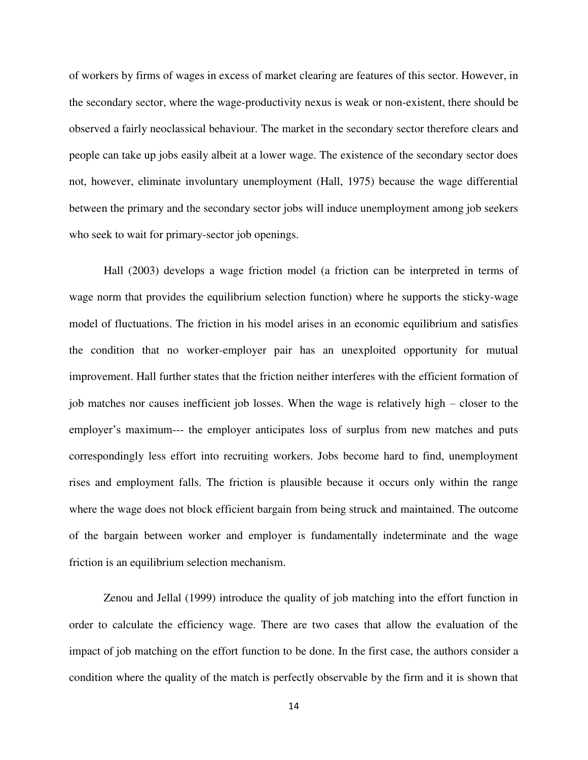of workers by firms of wages in excess of market clearing are features of this sector. However, in the secondary sector, where the wage-productivity nexus is weak or non-existent, there should be observed a fairly neoclassical behaviour. The market in the secondary sector therefore clears and people can take up jobs easily albeit at a lower wage. The existence of the secondary sector does not, however, eliminate involuntary unemployment (Hall, 1975) because the wage differential between the primary and the secondary sector jobs will induce unemployment among job seekers who seek to wait for primary-sector job openings.

Hall (2003) develops a wage friction model (a friction can be interpreted in terms of wage norm that provides the equilibrium selection function) where he supports the sticky-wage model of fluctuations. The friction in his model arises in an economic equilibrium and satisfies the condition that no worker-employer pair has an unexploited opportunity for mutual improvement. Hall further states that the friction neither interferes with the efficient formation of job matches nor causes inefficient job losses. When the wage is relatively high – closer to the employer's maximum--- the employer anticipates loss of surplus from new matches and puts correspondingly less effort into recruiting workers. Jobs become hard to find, unemployment rises and employment falls. The friction is plausible because it occurs only within the range where the wage does not block efficient bargain from being struck and maintained. The outcome of the bargain between worker and employer is fundamentally indeterminate and the wage friction is an equilibrium selection mechanism.

Zenou and Jellal (1999) introduce the quality of job matching into the effort function in order to calculate the efficiency wage. There are two cases that allow the evaluation of the impact of job matching on the effort function to be done. In the first case, the authors consider a condition where the quality of the match is perfectly observable by the firm and it is shown that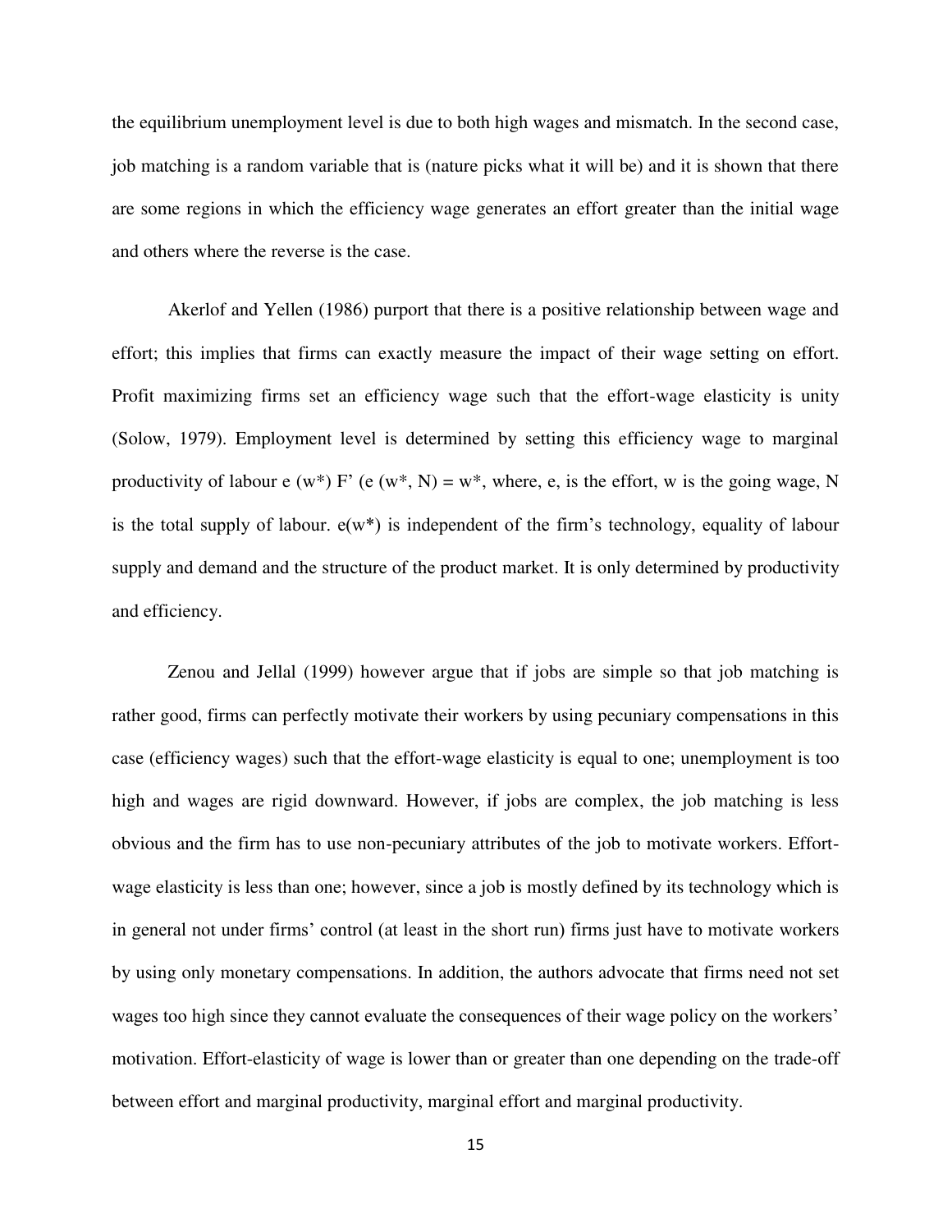the equilibrium unemployment level is due to both high wages and mismatch. In the second case, job matching is a random variable that is (nature picks what it will be) and it is shown that there are some regions in which the efficiency wage generates an effort greater than the initial wage and others where the reverse is the case.

Akerlof and Yellen (1986) purport that there is a positive relationship between wage and effort; this implies that firms can exactly measure the impact of their wage setting on effort. Profit maximizing firms set an efficiency wage such that the effort-wage elasticity is unity (Solow, 1979). Employment level is determined by setting this efficiency wage to marginal productivity of labour $e(w^*) F'(e(w^*, N) = w^*$, where, e, is the effort, w is the going wage, N is the total supply of labour. $e(w^*)$ is independent of the firm's technology, equality of labour supply and demand and the structure of the product market. It is only determined by productivity and efficiency.

Zenou and Jellal (1999) however argue that if jobs are simple so that job matching is rather good, firms can perfectly motivate their workers by using pecuniary compensations in this case (efficiency wages) such that the effort-wage elasticity is equal to one; unemployment is too high and wages are rigid downward. However, if jobs are complex, the job matching is less obvious and the firm has to use non-pecuniary attributes of the job to motivate workers. Effort-wage elasticity is less than one; however, since a job is mostly defined by its technology which is in general not under firms' control (at least in the short run) firms just have to motivate workers by using only monetary compensations. In addition, the authors advocate that firms need not set wages too high since they cannot evaluate the consequences of their wage policy on the workers' motivation. Effort-elasticity of wage is lower than or greater than one depending on the trade-off between effort and marginal productivity, marginal effort and marginal productivity.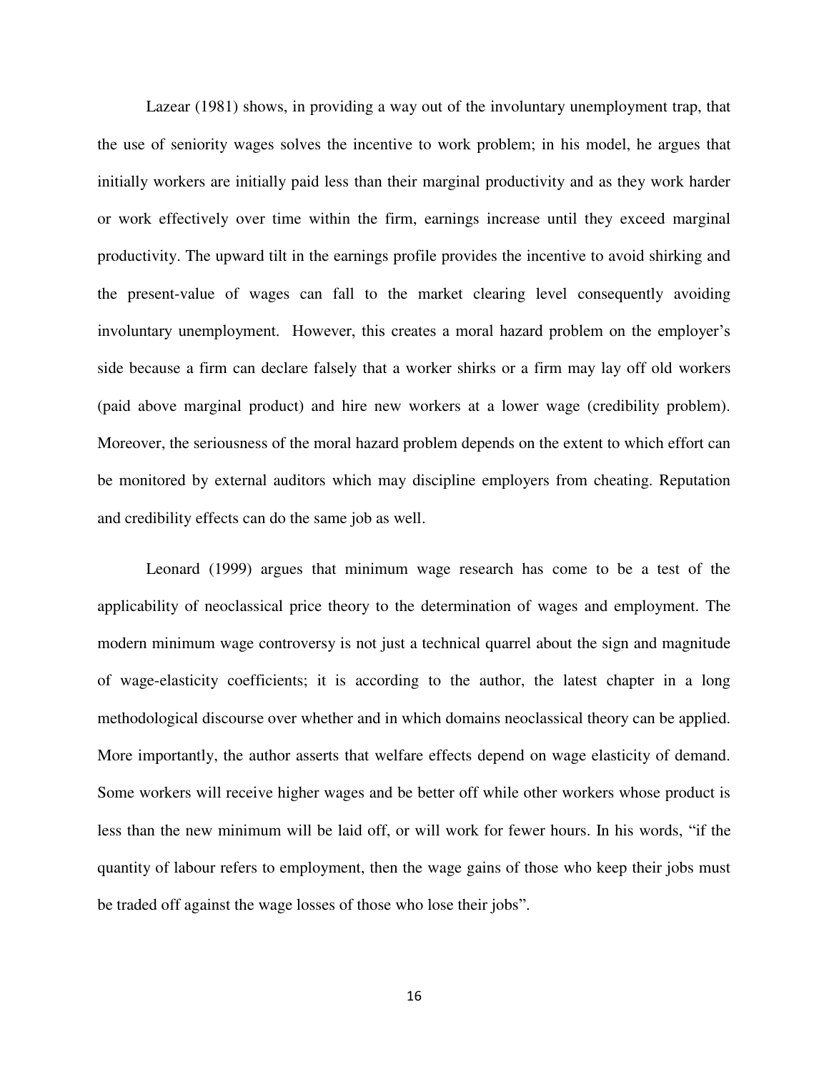Lazear (1981) shows, in providing a way out of the involuntary unemployment trap, that the use of seniority wages solves the incentive to work problem; in his model, he argues that initially workers are initially paid less than their marginal productivity and as they work harder or work effectively over time within the firm, earnings increase until they exceed marginal productivity. The upward tilt in the earnings profile provides the incentive to avoid shirking and the present-value of wages can fall to the market clearing level consequently avoiding involuntary unemployment. However, this creates a moral hazard problem on the employer's side because a firm can declare falsely that a worker shirks or a firm may lay off old workers (paid above marginal product) and hire new workers at a lower wage (credibility problem). Moreover, the seriousness of the moral hazard problem depends on the extent to which effort can be monitored by external auditors which may discipline employers from cheating. Reputation and credibility effects can do the same job as well.

Leonard (1999) argues that minimum wage research has come to be a test of the applicability of neoclassical price theory to the determination of wages and employment. The modern minimum wage controversy is not just a technical quarrel about the sign and magnitude of wage-elasticity coefficients; it is according to the author, the latest chapter in a long methodological discourse over whether and in which domains neoclassical theory can be applied. More importantly, the author asserts that welfare effects depend on wage elasticity of demand. Some workers will receive higher wages and be better off while other workers whose product is less than the new minimum will be laid off, or will work for fewer hours. In his words, "if the quantity of labour refers to employment, then the wage gains of those who keep their jobs must be traded off against the wage losses of those who lose their jobs".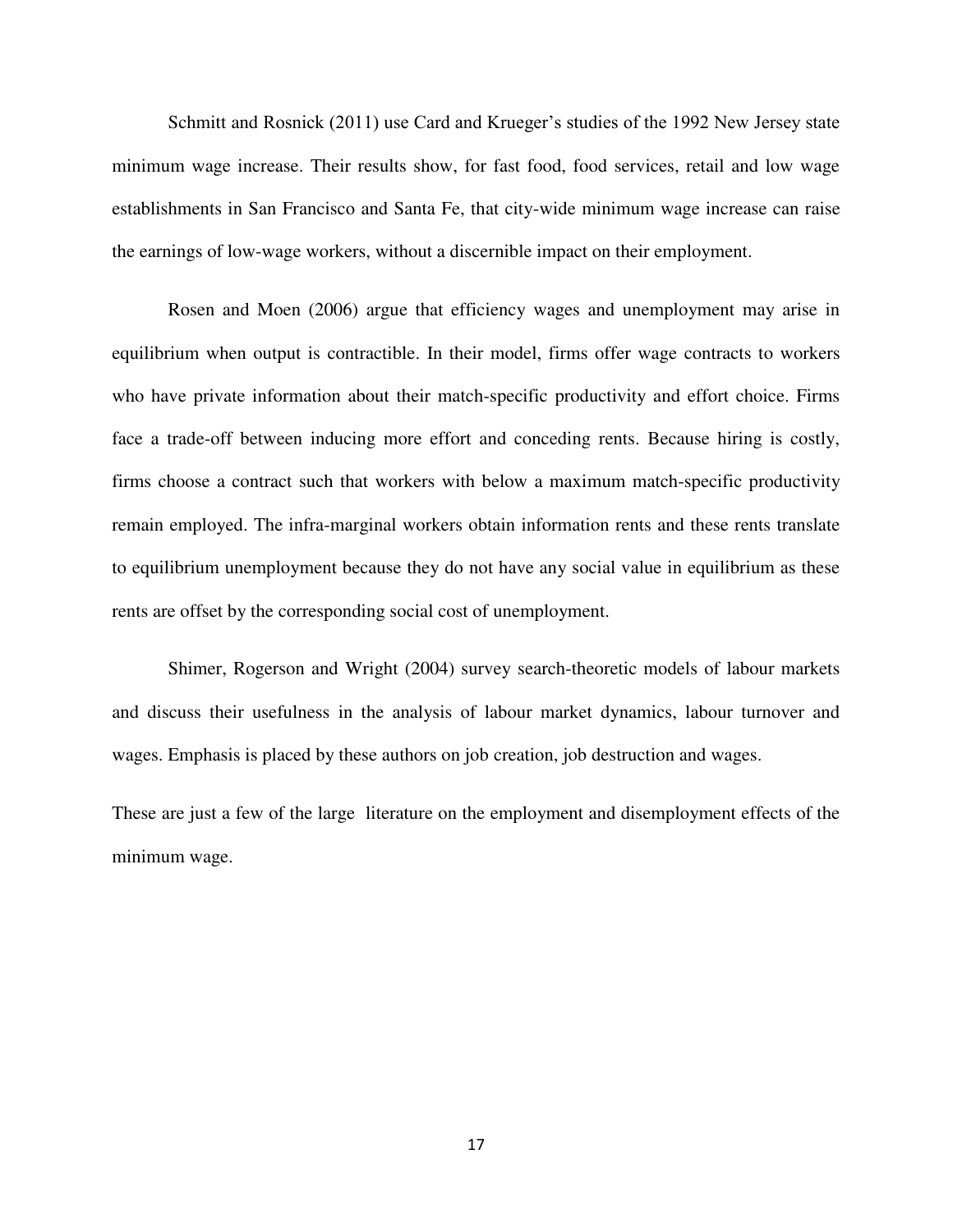Schmitt and Rosnick (2011) use Card and Krueger's studies of the 1992 New Jersey state minimum wage increase. Their results show, for fast food, food services, retail and low wage establishments in San Francisco and Santa Fe, that city-wide minimum wage increase can raise the earnings of low-wage workers, without a discernible impact on their employment.

Rosen and Moen (2006) argue that efficiency wages and unemployment may arise in equilibrium when output is contractible. In their model, firms offer wage contracts to workers who have private information about their match-specific productivity and effort choice. Firms face a trade-off between inducing more effort and conceding rents. Because hiring is costly, firms choose a contract such that workers with below a maximum match-specific productivity remain employed. The infra-marginal workers obtain information rents and these rents translate to equilibrium unemployment because they do not have any social value in equilibrium as these rents are offset by the corresponding social cost of unemployment.

Shimer, Rogerson and Wright (2004) survey search-theoretic models of labour markets and discuss their usefulness in the analysis of labour market dynamics, labour turnover and wages. Emphasis is placed by these authors on job creation, job destruction and wages.

These are just a few of the large literature on the employment and disemployment effects of the minimum wage.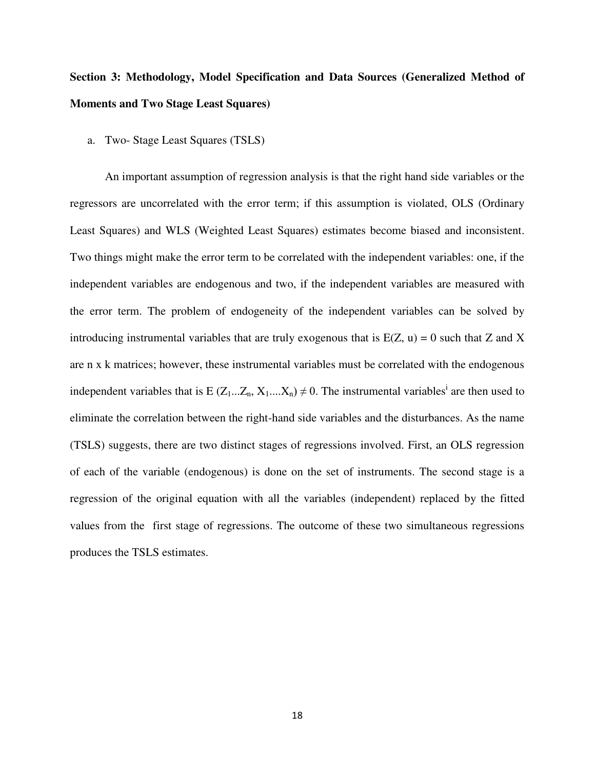**Section 3: Methodology, Model Specification and Data Sources (Generalized Method of Moments and Two Stage Least Squares)**

a. Two- Stage Least Squares (TSLS)

An important assumption of regression analysis is that the right hand side variables or the regressors are uncorrelated with the error term; if this assumption is violated, OLS (Ordinary Least Squares) and WLS (Weighted Least Squares) estimates become biased and inconsistent. Two things might make the error term to be correlated with the independent variables: one, if the independent variables are endogenous and two, if the independent variables are measured with the error term. The problem of endogeneity of the independent variables can be solved by introducing instrumental variables that are truly exogenous that is $E(Z, u) = 0$ such that Z and X are n x k matrices; however, these instrumental variables must be correlated with the endogenous independent variables that is $E(Z_1 ... Z_n, X_1 .... X_n) \neq 0$. The instrumental variables[i] are then used to eliminate the correlation between the right-hand side variables and the disturbances. As the name (TSLS) suggests, there are two distinct stages of regressions involved. First, an OLS regression of each of the variable (endogenous) is done on the set of instruments. The second stage is a regression of the original equation with all the variables (independent) replaced by the fitted values from the first stage of regressions. The outcome of these two simultaneous regressions produces the TSLS estimates.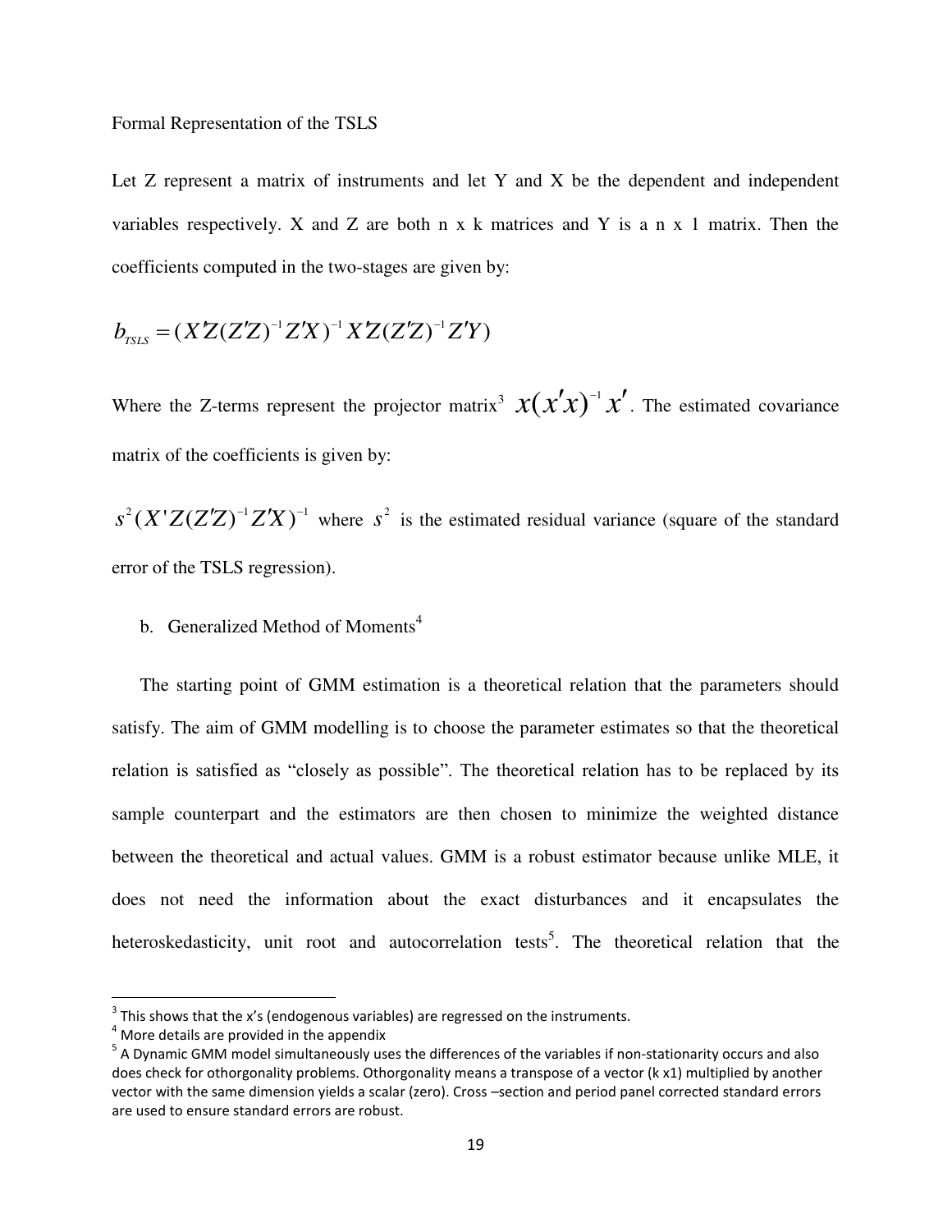Formal Representation of the TSLS

Let Z represent a matrix of instruments and let Y and X be the dependent and independent variables respectively. X and Z are both n x k matrices and Y is a n x 1 matrix. Then the coefficients computed in the two-stages are given by:

$$b_{TSLS} = (X'Z(Z'Z)^{-1}Z'X)^{-1}X'Z(Z'Z)^{-1}Z'Y)$$

Where the Z-terms represent the projector matrix[3] $x(x'x)^{-1}x'$. The estimated covariance matrix of the coefficients is given by:

$s^2(X'Z(Z'Z)^{-1}Z'X)^{-1}$ where $s^2$ is the estimated residual variance (square of the standard error of the TSLS regression).

b. Generalized Method of Moments[4]

The starting point of GMM estimation is a theoretical relation that the parameters should satisfy. The aim of GMM modelling is to choose the parameter estimates so that the theoretical relation is satisfied as "closely as possible". The theoretical relation has to be replaced by its sample counterpart and the estimators are then chosen to minimize the weighted distance between the theoretical and actual values. GMM is a robust estimator because unlike MLE, it does not need the information about the exact disturbances and it encapsulates the heteroskedasticity, unit root and autocorrelation tests[5]. The theoretical relation that the

---

[3] This shows that the x's (endogenous variables) are regressed on the instruments.

[4] More details are provided in the appendix

[5] A Dynamic GMM model simultaneously uses the differences of the variables if non-stationarity occurs and also does check for othorgonality problems. Othorgonality means a transpose of a vector (k x1) multiplied by another vector with the same dimension yields a scalar (zero). Cross –section and period panel corrected standard errors are used to ensure standard errors are robust.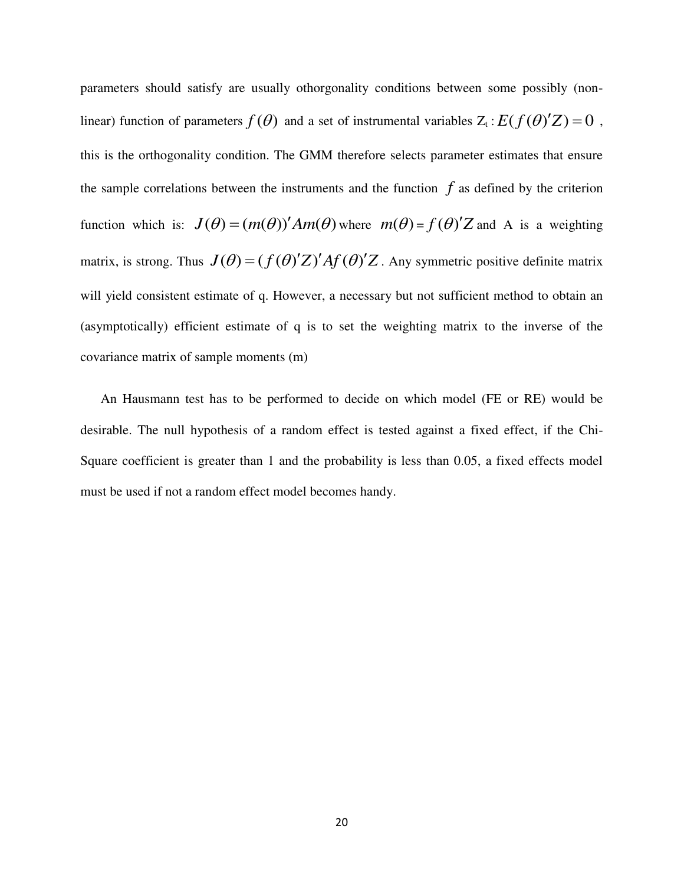parameters should satisfy are usually othorgonality conditions between some possibly (non-linear) function of parameters $f(\theta)$ and a set of instrumental variables $Z_t$ : $E(f(\theta)'Z) = 0$ , this is the orthogonality condition. The GMM therefore selects parameter estimates that ensure the sample correlations between the instruments and the function $f$ as defined by the criterion function which is: $J(\theta) = (m(\theta))' A m(\theta)$ where $m(\theta) = f(\theta)'Z$ and A is a weighting matrix, is strong. Thus $J(\theta) = (f(\theta)'Z)' A f(\theta)'Z$. Any symmetric positive definite matrix will yield consistent estimate of q. However, a necessary but not sufficient method to obtain an (asymptotically) efficient estimate of q is to set the weighting matrix to the inverse of the covariance matrix of sample moments (m)

An Hausmann test has to be performed to decide on which model (FE or RE) would be desirable. The null hypothesis of a random effect is tested against a fixed effect, if the Chi-Square coefficient is greater than 1 and the probability is less than 0.05, a fixed effects model must be used if not a random effect model becomes handy.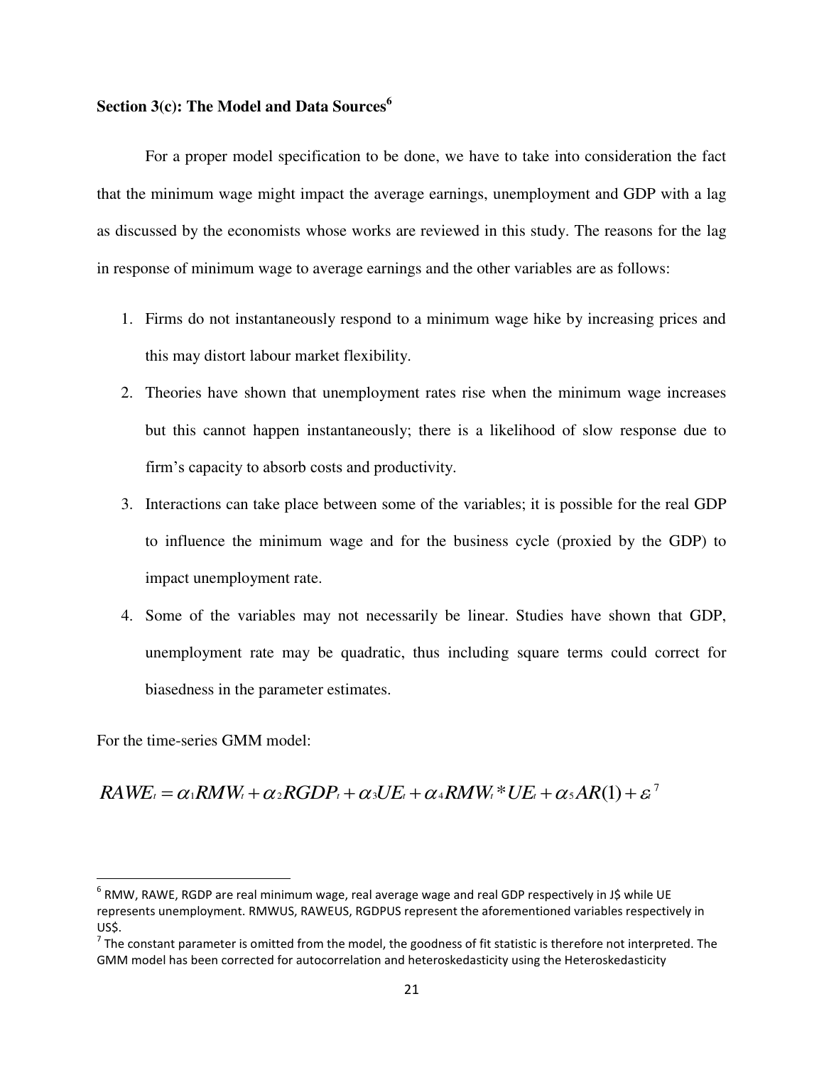### Section 3(c): The Model and Data Sources[6]

For a proper model specification to be done, we have to take into consideration the fact that the minimum wage might impact the average earnings, unemployment and GDP with a lag as discussed by the economists whose works are reviewed in this study. The reasons for the lag in response of minimum wage to average earnings and the other variables are as follows:

1. Firms do not instantaneously respond to a minimum wage hike by increasing prices and this may distort labour market flexibility.
2. Theories have shown that unemployment rates rise when the minimum wage increases but this cannot happen instantaneously; there is a likelihood of slow response due to firm's capacity to absorb costs and productivity.
3. Interactions can take place between some of the variables; it is possible for the real GDP to influence the minimum wage and for the business cycle (proxied by the GDP) to impact unemployment rate.
4. Some of the variables may not necessarily be linear. Studies have shown that GDP, unemployment rate may be quadratic, thus including square terms could correct for biasedness in the parameter estimates.

For the time-series GMM model:

$$RAWE_t = \alpha_1 RMW_t + \alpha_2 RGDP_t + \alpha_3 UE_t + \alpha_4 RMW_t * UE_t + \alpha_5 AR(1) + \varepsilon_t$$ [7]

---

[6] RMW, RAWE, RGDP are real minimum wage, real average wage and real GDP respectively in J$ while UE represents unemployment. RMWUS, RAWEUS, RGDPUS represent the aforementioned variables respectively in US$.

[7] The constant parameter is omitted from the model, the goodness of fit statistic is therefore not interpreted. The GMM model has been corrected for autocorrelation and heteroskedasticity using the Heteroskedasticity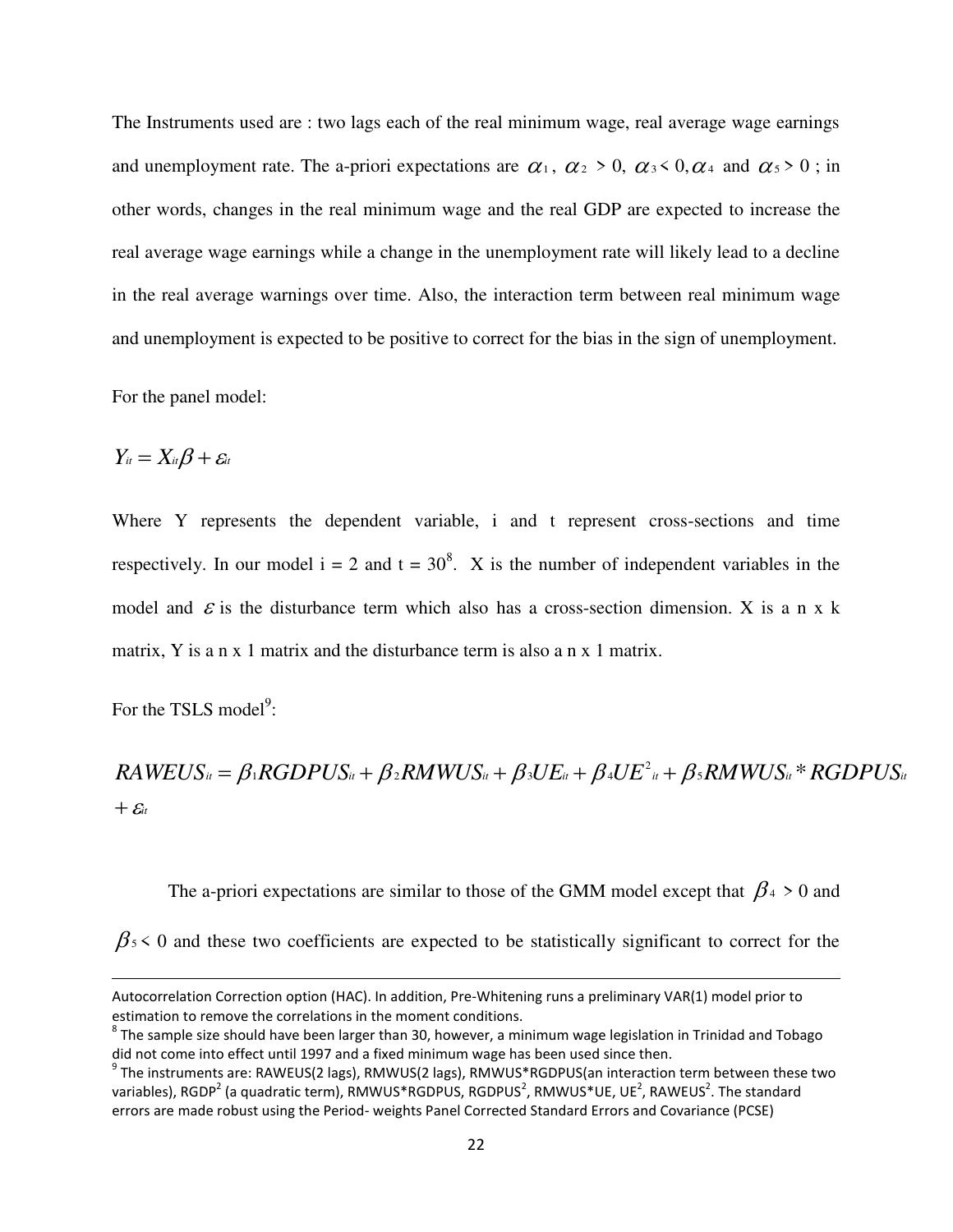The Instruments used are : two lags each of the real minimum wage, real average wage earnings and unemployment rate. The a-priori expectations are $\alpha_1$, $\alpha_2 > 0$, $\alpha_3 < 0, \alpha_4$ and $\alpha_5 > 0$ ; in other words, changes in the real minimum wage and the real GDP are expected to increase the real average wage earnings while a change in the unemployment rate will likely lead to a decline in the real average warnings over time. Also, the interaction term between real minimum wage and unemployment is expected to be positive to correct for the bias in the sign of unemployment.

For the panel model:

$$Y_{it} = X_{it}\beta + \varepsilon_{it}$$

Where Y represents the dependent variable, i and t represent cross-sections and time respectively. In our model i = 2 and t = 30[8]. X is the number of independent variables in the model and $\varepsilon$ is the disturbance term which also has a cross-section dimension. X is a n x k matrix, Y is a n x 1 matrix and the disturbance term is also a n x 1 matrix.

For the TSLS model[9]:

$$RAWEUS_{it} = \beta_1 RGDPUS_{it} + \beta_2 RMWUS_{it} + \beta_3 UE_{it} + \beta_4 UE^2_{it} + \beta_5 RMWUS_{it} * RGDPUS_{it} + \varepsilon_{it}$$

The a-priori expectations are similar to those of the GMM model except that $\beta_4 > 0$ and $\beta_5 < 0$ and these two coefficients are expected to be statistically significant to correct for the

---

Autocorrelation Correction option (HAC). In addition, Pre-Whitening runs a preliminary VAR(1) model prior to estimation to remove the correlations in the moment conditions.

[8] The sample size should have been larger than 30, however, a minimum wage legislation in Trinidad and Tobago did not come into effect until 1997 and a fixed minimum wage has been used since then.

[9] The instruments are: RAWEUS(2 lags), RMWUS(2 lags), RMWUS*RGDPUS(an interaction term between these two variables), $RGDP^2$ (a quadratic term), RMWUS*RGDPUS, $RGDPUS^2$, RMWUS*UE, $UE^2$, $RAWEUS^2$. The standard errors are made robust using the Period- weights Panel Corrected Standard Errors and Covariance (PCSE)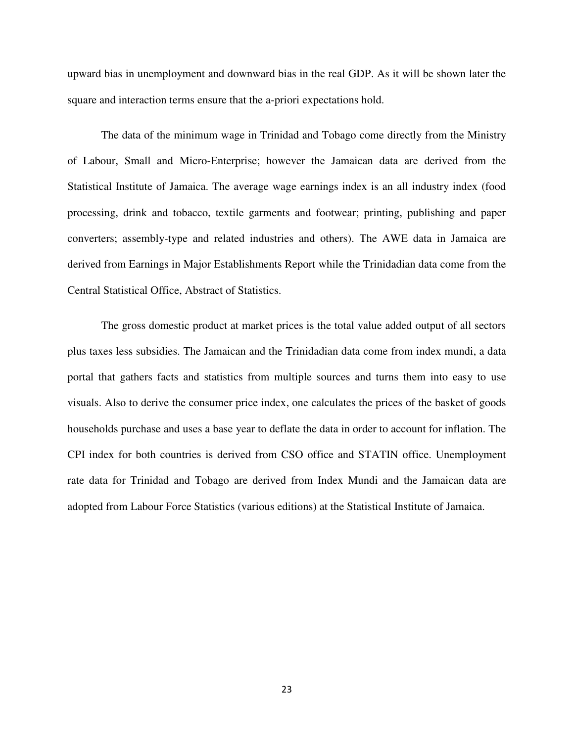upward bias in unemployment and downward bias in the real GDP. As it will be shown later the square and interaction terms ensure that the a-priori expectations hold.

The data of the minimum wage in Trinidad and Tobago come directly from the Ministry of Labour, Small and Micro-Enterprise; however the Jamaican data are derived from the Statistical Institute of Jamaica. The average wage earnings index is an all industry index (food processing, drink and tobacco, textile garments and footwear; printing, publishing and paper converters; assembly-type and related industries and others). The AWE data in Jamaica are derived from Earnings in Major Establishments Report while the Trinidadian data come from the Central Statistical Office, Abstract of Statistics.

The gross domestic product at market prices is the total value added output of all sectors plus taxes less subsidies. The Jamaican and the Trinidadian data come from index mundi, a data portal that gathers facts and statistics from multiple sources and turns them into easy to use visuals. Also to derive the consumer price index, one calculates the prices of the basket of goods households purchase and uses a base year to deflate the data in order to account for inflation. The CPI index for both countries is derived from CSO office and STATIN office. Unemployment rate data for Trinidad and Tobago are derived from Index Mundi and the Jamaican data are adopted from Labour Force Statistics (various editions) at the Statistical Institute of Jamaica.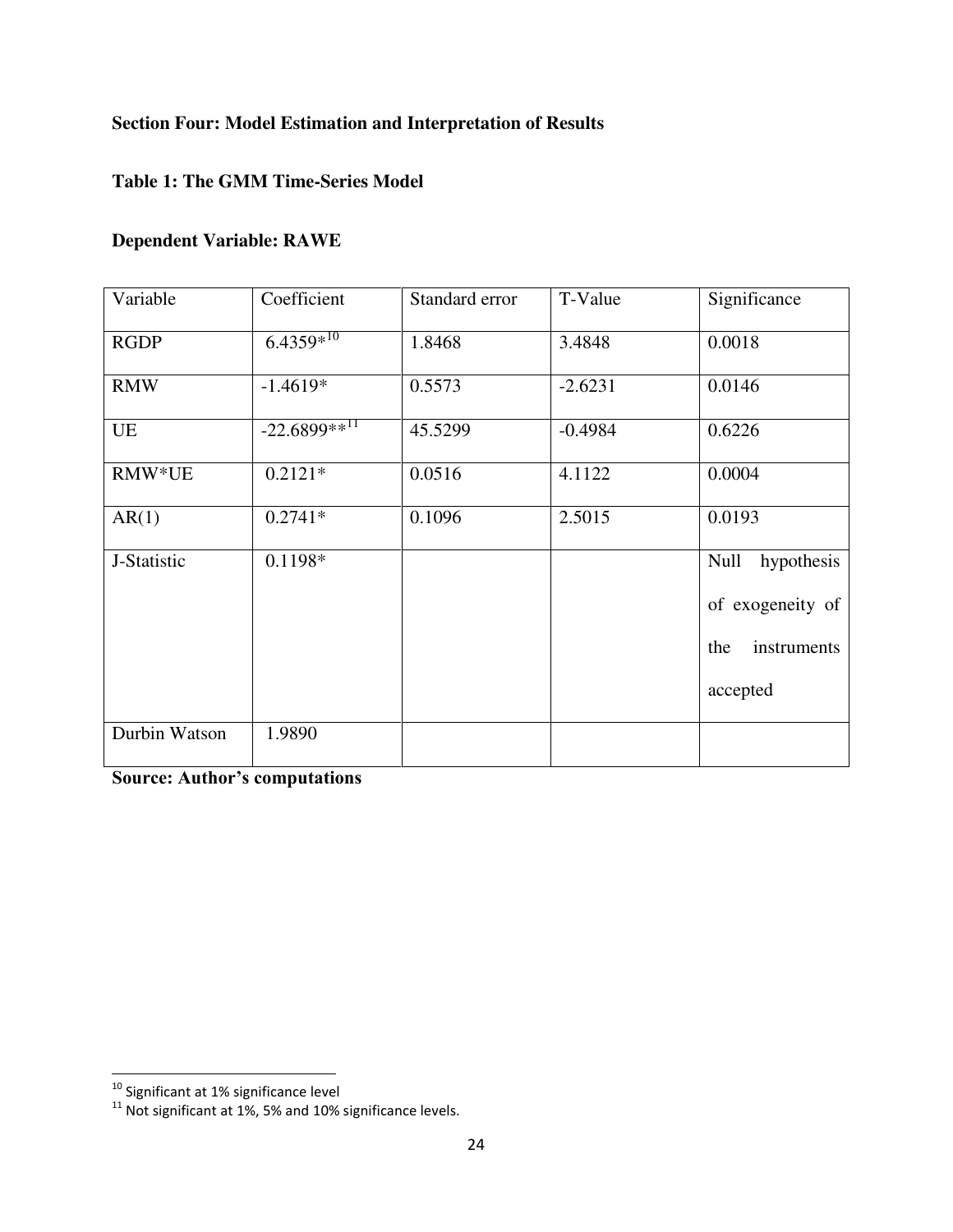**Section Four: Model Estimation and Interpretation of Results**

**Table 1: The GMM Time-Series Model**

**Dependent Variable: RAWE**

| Variable | Coefficient | Standard error | T-Value | Significance |
|---|---|---|---|---|
| RGDP | 6.4359*[10] | 1.8468 | 3.4848 | 0.0018 |
| RMW | -1.4619* | 0.5573 | -2.6231 | 0.0146 |
| UE | -22.6899**[11] | 45.5299 | -0.4984 | 0.6226 |
| RMW*UE | 0.2121* | 0.0516 | 4.1122 | 0.0004 |
| AR(1) | 0.2741* | 0.1096 | 2.5015 | 0.0193 |
| J-Statistic | 0.1198* | | | Null hypothesis of exogeneity of the instruments accepted |
| Durbin Watson | 1.9890 | | | |

**Source: Author's computations**

[10] Significant at 1% significance level

[11] Not significant at 1%, 5% and 10% significance levels.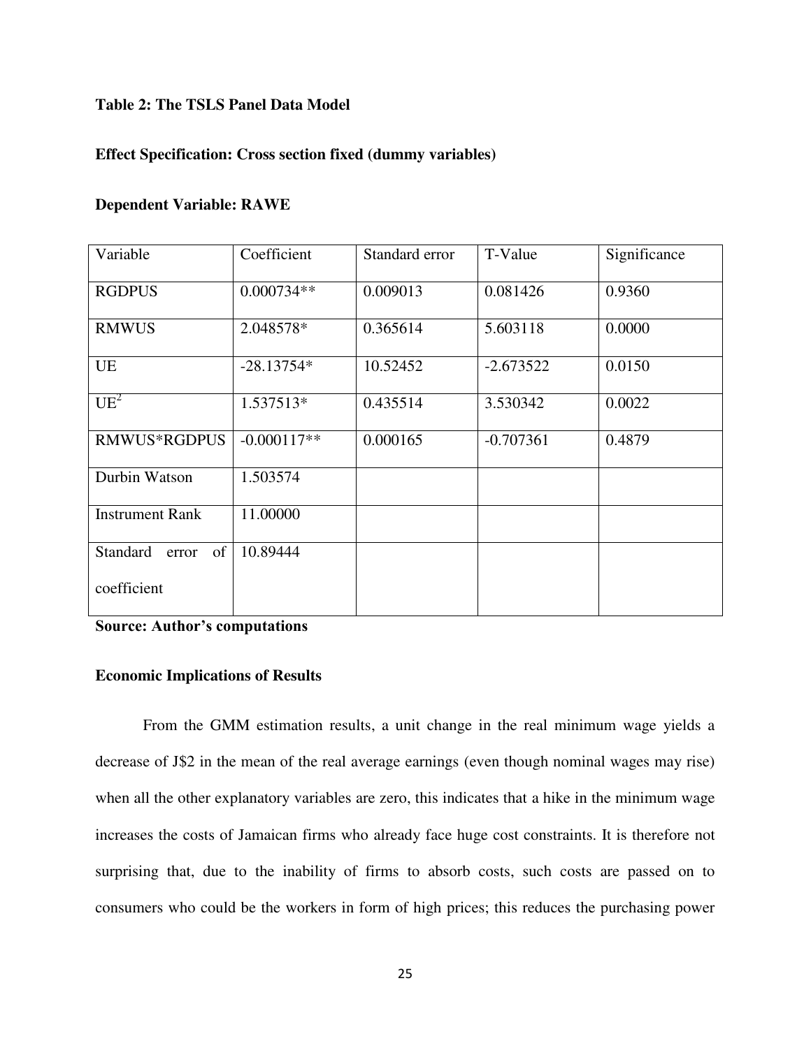**Table 2: The TSLS Panel Data Model**

**Effect Specification: Cross section fixed (dummy variables)**

**Dependent Variable: RAWE**

| Variable | Coefficient | Standard error | T-Value | Significance |
|---|---|---|---|---|
| RGDPUS | 0.000734** | 0.009013 | 0.081426 | 0.9360 |
| RMWUS | 2.048578* | 0.365614 | 5.603118 | 0.0000 |
| UE | -28.13754* | 10.52452 | -2.673522 | 0.0150 |
| $UE^2$ | 1.537513* | 0.435514 | 3.530342 | 0.0022 |
| RMWUS*RGDPUS | -0.000117** | 0.000165 | -0.707361 | 0.4879 |
| Durbin Watson | 1.503574 | | | |
| Instrument Rank | 11.00000 | | | |
| Standard error of coefficient | 10.89444 | | | |

**Source: Author's computations**

**Economic Implications of Results**

From the GMM estimation results, a unit change in the real minimum wage yields a decrease of J$2 in the mean of the real average earnings (even though nominal wages may rise) when all the other explanatory variables are zero, this indicates that a hike in the minimum wage increases the costs of Jamaican firms who already face huge cost constraints. It is therefore not surprising that, due to the inability of firms to absorb costs, such costs are passed on to consumers who could be the workers in form of high prices; this reduces the purchasing power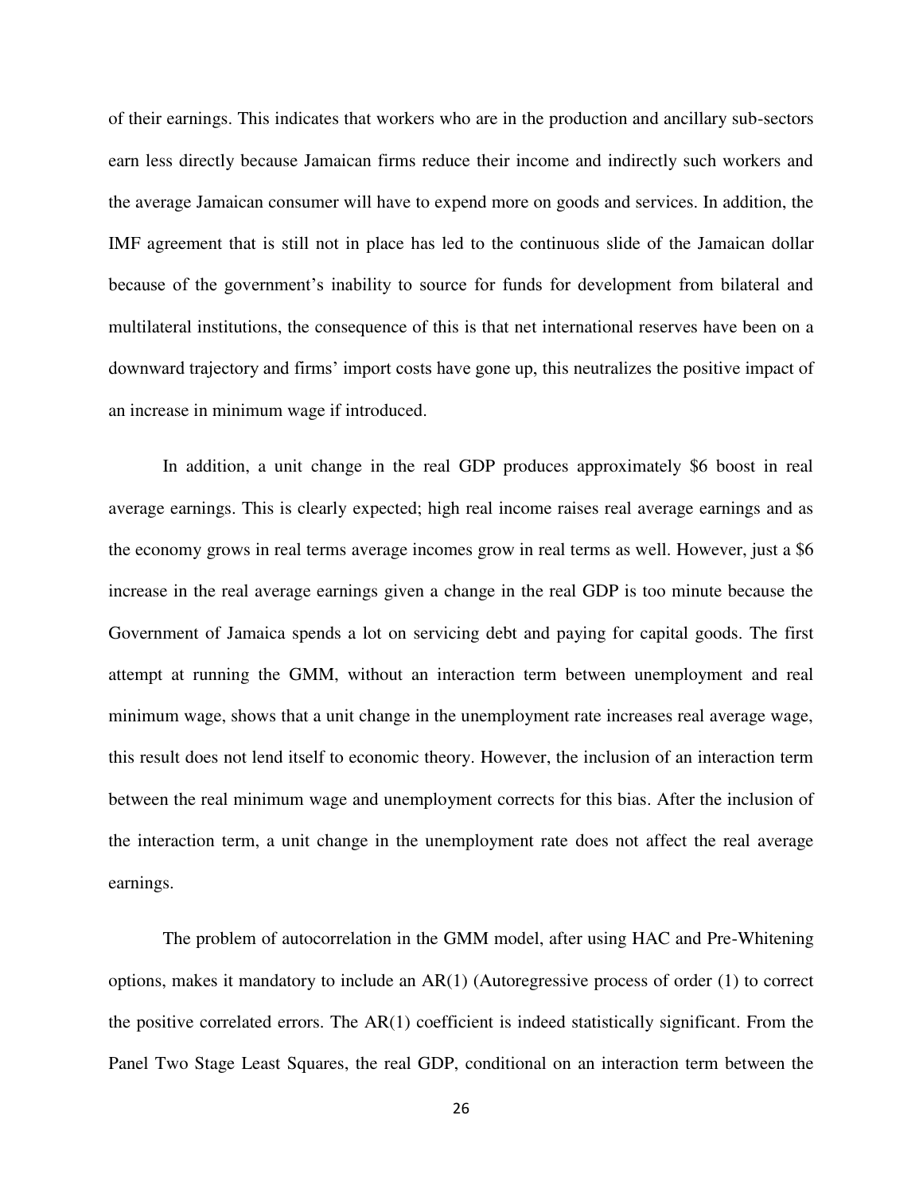of their earnings. This indicates that workers who are in the production and ancillary sub-sectors earn less directly because Jamaican firms reduce their income and indirectly such workers and the average Jamaican consumer will have to expend more on goods and services. In addition, the IMF agreement that is still not in place has led to the continuous slide of the Jamaican dollar because of the government's inability to source for funds for development from bilateral and multilateral institutions, the consequence of this is that net international reserves have been on a downward trajectory and firms' import costs have gone up, this neutralizes the positive impact of an increase in minimum wage if introduced.

In addition, a unit change in the real GDP produces approximately $6 boost in real average earnings. This is clearly expected; high real income raises real average earnings and as the economy grows in real terms average incomes grow in real terms as well. However, just a $6 increase in the real average earnings given a change in the real GDP is too minute because the Government of Jamaica spends a lot on servicing debt and paying for capital goods. The first attempt at running the GMM, without an interaction term between unemployment and real minimum wage, shows that a unit change in the unemployment rate increases real average wage, this result does not lend itself to economic theory. However, the inclusion of an interaction term between the real minimum wage and unemployment corrects for this bias. After the inclusion of the interaction term, a unit change in the unemployment rate does not affect the real average earnings.

The problem of autocorrelation in the GMM model, after using HAC and Pre-Whitening options, makes it mandatory to include an AR(1) (Autoregressive process of order (1) to correct the positive correlated errors. The AR(1) coefficient is indeed statistically significant. From the Panel Two Stage Least Squares, the real GDP, conditional on an interaction term between the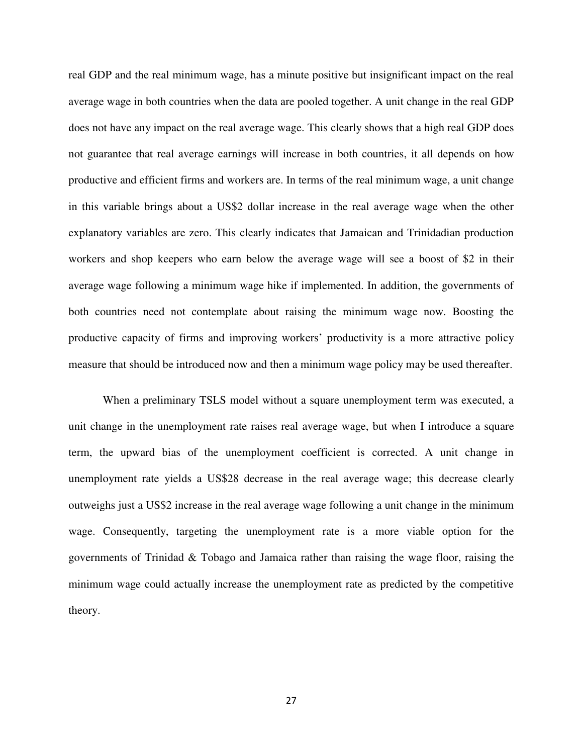real GDP and the real minimum wage, has a minute positive but insignificant impact on the real average wage in both countries when the data are pooled together. A unit change in the real GDP does not have any impact on the real average wage. This clearly shows that a high real GDP does not guarantee that real average earnings will increase in both countries, it all depends on how productive and efficient firms and workers are. In terms of the real minimum wage, a unit change in this variable brings about a US$2 dollar increase in the real average wage when the other explanatory variables are zero. This clearly indicates that Jamaican and Trinidadian production workers and shop keepers who earn below the average wage will see a boost of $2 in their average wage following a minimum wage hike if implemented. In addition, the governments of both countries need not contemplate about raising the minimum wage now. Boosting the productive capacity of firms and improving workers' productivity is a more attractive policy measure that should be introduced now and then a minimum wage policy may be used thereafter.

When a preliminary TSLS model without a square unemployment term was executed, a unit change in the unemployment rate raises real average wage, but when I introduce a square term, the upward bias of the unemployment coefficient is corrected. A unit change in unemployment rate yields a US$28 decrease in the real average wage; this decrease clearly outweighs just a US$2 increase in the real average wage following a unit change in the minimum wage. Consequently, targeting the unemployment rate is a more viable option for the governments of Trinidad & Tobago and Jamaica rather than raising the wage floor, raising the minimum wage could actually increase the unemployment rate as predicted by the competitive theory.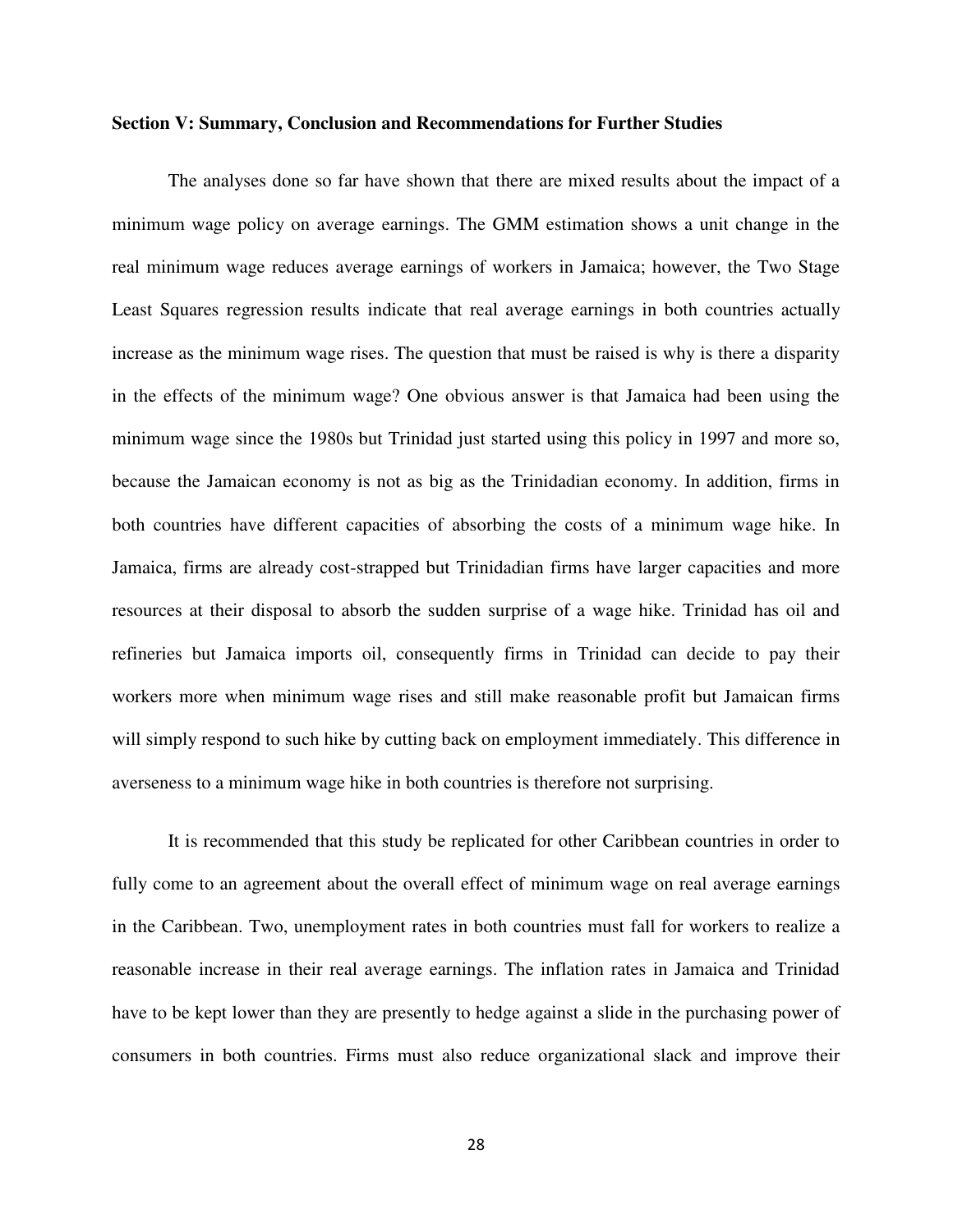**Section V: Summary, Conclusion and Recommendations for Further Studies**

The analyses done so far have shown that there are mixed results about the impact of a minimum wage policy on average earnings. The GMM estimation shows a unit change in the real minimum wage reduces average earnings of workers in Jamaica; however, the Two Stage Least Squares regression results indicate that real average earnings in both countries actually increase as the minimum wage rises. The question that must be raised is why is there a disparity in the effects of the minimum wage? One obvious answer is that Jamaica had been using the minimum wage since the 1980s but Trinidad just started using this policy in 1997 and more so, because the Jamaican economy is not as big as the Trinidadian economy. In addition, firms in both countries have different capacities of absorbing the costs of a minimum wage hike. In Jamaica, firms are already cost-strapped but Trinidadian firms have larger capacities and more resources at their disposal to absorb the sudden surprise of a wage hike. Trinidad has oil and refineries but Jamaica imports oil, consequently firms in Trinidad can decide to pay their workers more when minimum wage rises and still make reasonable profit but Jamaican firms will simply respond to such hike by cutting back on employment immediately. This difference in averseness to a minimum wage hike in both countries is therefore not surprising.

It is recommended that this study be replicated for other Caribbean countries in order to fully come to an agreement about the overall effect of minimum wage on real average earnings in the Caribbean. Two, unemployment rates in both countries must fall for workers to realize a reasonable increase in their real average earnings. The inflation rates in Jamaica and Trinidad have to be kept lower than they are presently to hedge against a slide in the purchasing power of consumers in both countries. Firms must also reduce organizational slack and improve their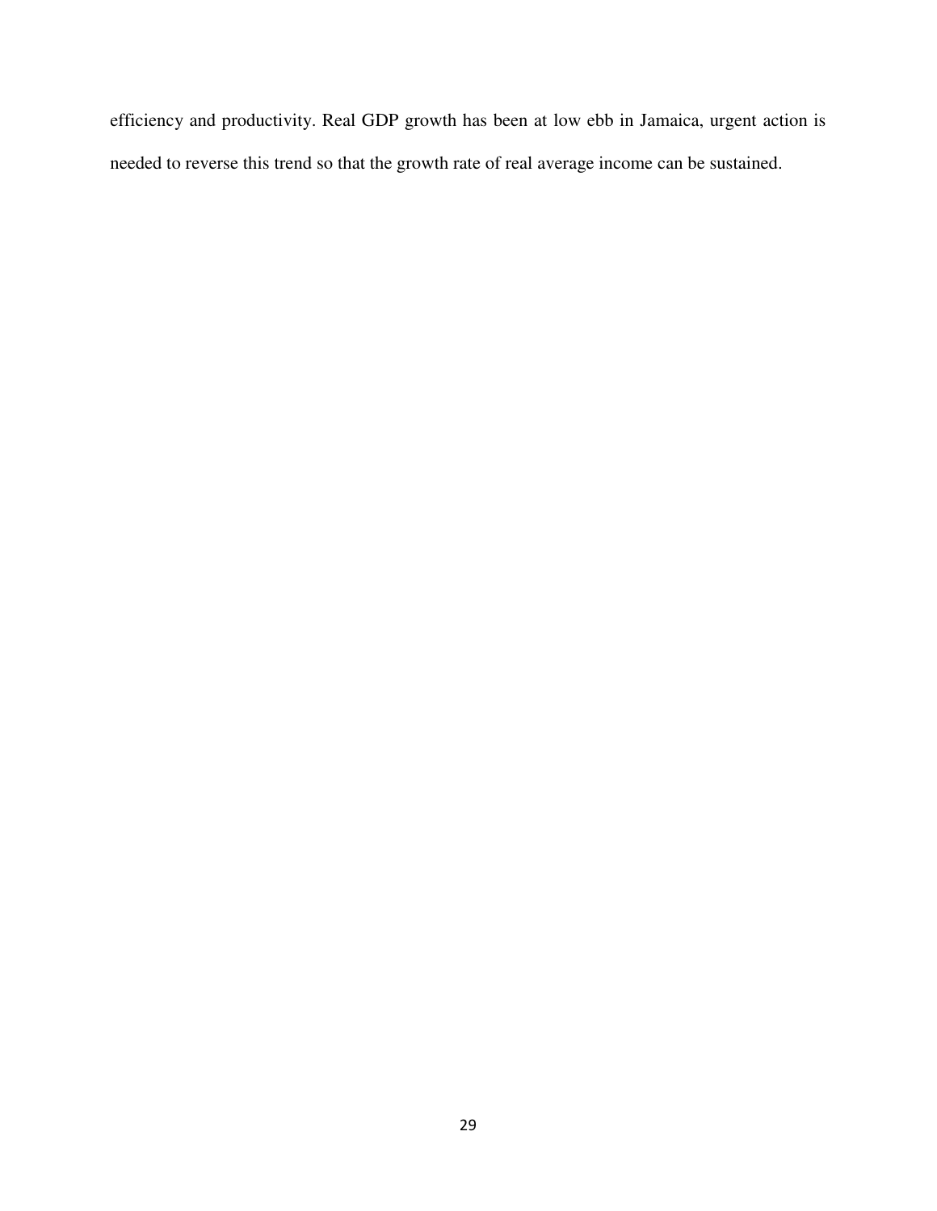efficiency and productivity. Real GDP growth has been at low ebb in Jamaica, urgent action is needed to reverse this trend so that the growth rate of real average income can be sustained.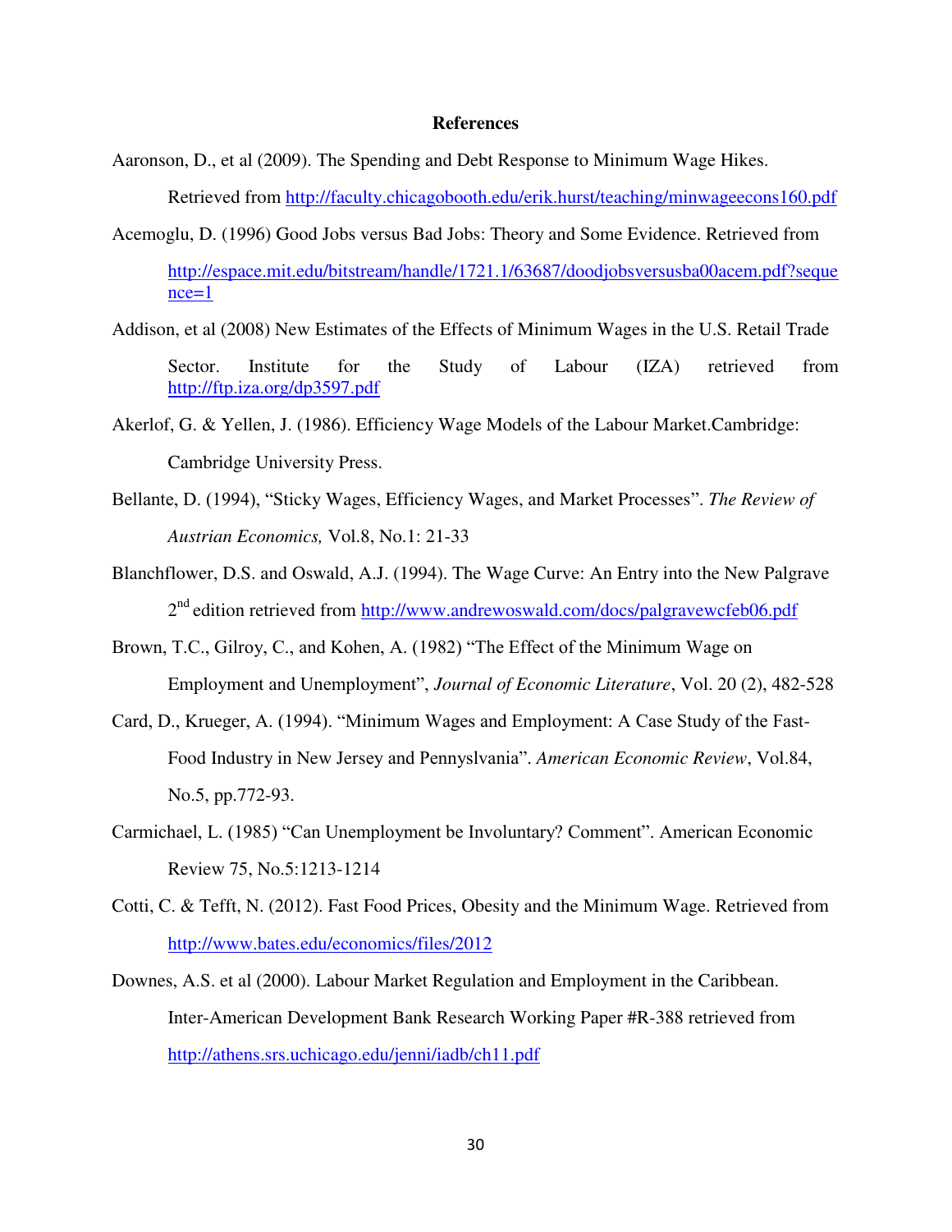**References**

Aaronson, D., et al (2009). The Spending and Debt Response to Minimum Wage Hikes. Retrieved from http://faculty.chicagobooth.edu/erik.hurst/teaching/minwageecons160.pdf

Acemoglu, D. (1996) Good Jobs versus Bad Jobs: Theory and Some Evidence. Retrieved from http://espace.mit.edu/bitstream/handle/1721.1/63687/doodjobsversusba00acem.pdf?sequence=1

Addison, et al (2008) New Estimates of the Effects of Minimum Wages in the U.S. Retail Trade Sector. Institute for the Study of Labour (IZA) retrieved from http://ftp.iza.org/dp3597.pdf

Akerlof, G. & Yellen, J. (1986). Efficiency Wage Models of the Labour Market.Cambridge: Cambridge University Press.

Bellante, D. (1994), "Sticky Wages, Efficiency Wages, and Market Processes". *The Review of Austrian Economics,* Vol.8, No.1: 21-33

Blanchflower, D.S. and Oswald, A.J. (1994). The Wage Curve: An Entry into the New Palgrave 2nd edition retrieved from http://www.andrewoswald.com/docs/palgravewcfeb06.pdf

Brown, T.C., Gilroy, C., and Kohen, A. (1982) "The Effect of the Minimum Wage on Employment and Unemployment", *Journal of Economic Literature*, Vol. 20 (2), 482-528

Card, D., Krueger, A. (1994). "Minimum Wages and Employment: A Case Study of the Fast-Food Industry in New Jersey and Pennyslvania". *American Economic Review*, Vol.84, No.5, pp.772-93.

Carmichael, L. (1985) "Can Unemployment be Involuntary? Comment". American Economic Review 75, No.5:1213-1214

Cotti, C. & Tefft, N. (2012). Fast Food Prices, Obesity and the Minimum Wage. Retrieved from http://www.bates.edu/economics/files/2012

Downes, A.S. et al (2000). Labour Market Regulation and Employment in the Caribbean. Inter-American Development Bank Research Working Paper #R-388 retrieved from http://athens.srs.uchicago.edu/jenni/iadb/ch11.pdf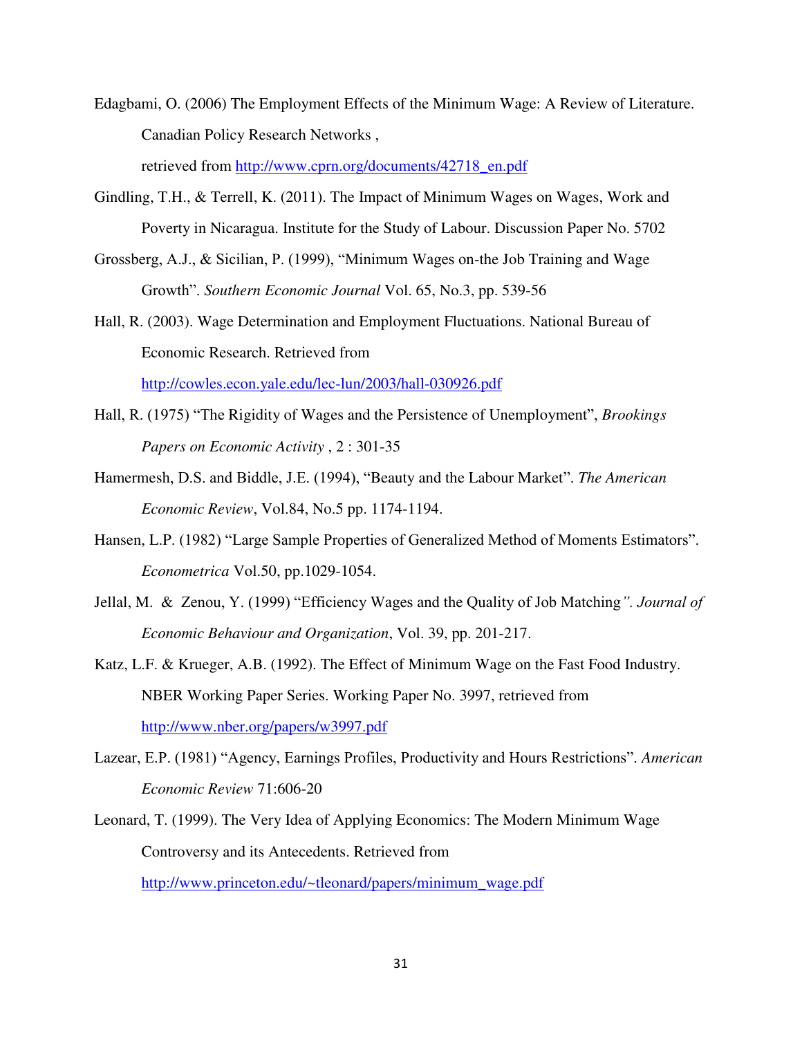Edagbami, O. (2006) The Employment Effects of the Minimum Wage: A Review of Literature. Canadian Policy Research Networks , retrieved from http://www.cprn.org/documents/42718_en.pdf

Gindling, T.H., & Terrell, K. (2011). The Impact of Minimum Wages on Wages, Work and Poverty in Nicaragua. Institute for the Study of Labour. Discussion Paper No. 5702

Grossberg, A.J., & Sicilian, P. (1999), "Minimum Wages on-the Job Training and Wage Growth". *Southern Economic Journal* Vol. 65, No.3, pp. 539-56

Hall, R. (2003). Wage Determination and Employment Fluctuations. National Bureau of Economic Research. Retrieved from http://cowles.econ.yale.edu/lec-lun/2003/hall-030926.pdf

Hall, R. (1975) "The Rigidity of Wages and the Persistence of Unemployment", *Brookings Papers on Economic Activity* , 2 : 301-35

Hamermesh, D.S. and Biddle, J.E. (1994), "Beauty and the Labour Market". *The American Economic Review*, Vol.84, No.5 pp. 1174-1194.

Hansen, L.P. (1982) "Large Sample Properties of Generalized Method of Moments Estimators". *Econometrica* Vol.50, pp.1029-1054.

Jellal, M. & Zenou, Y. (1999) "Efficiency Wages and the Quality of Job Matching". *Journal of Economic Behaviour and Organization*, Vol. 39, pp. 201-217.

Katz, L.F. & Krueger, A.B. (1992). The Effect of Minimum Wage on the Fast Food Industry. NBER Working Paper Series. Working Paper No. 3997, retrieved from http://www.nber.org/papers/w3997.pdf

Lazear, E.P. (1981) "Agency, Earnings Profiles, Productivity and Hours Restrictions". *American Economic Review* 71:606-20

Leonard, T. (1999). The Very Idea of Applying Economics: The Modern Minimum Wage Controversy and its Antecedents. Retrieved from http://www.princeton.edu/~tleonard/papers/minimum_wage.pdf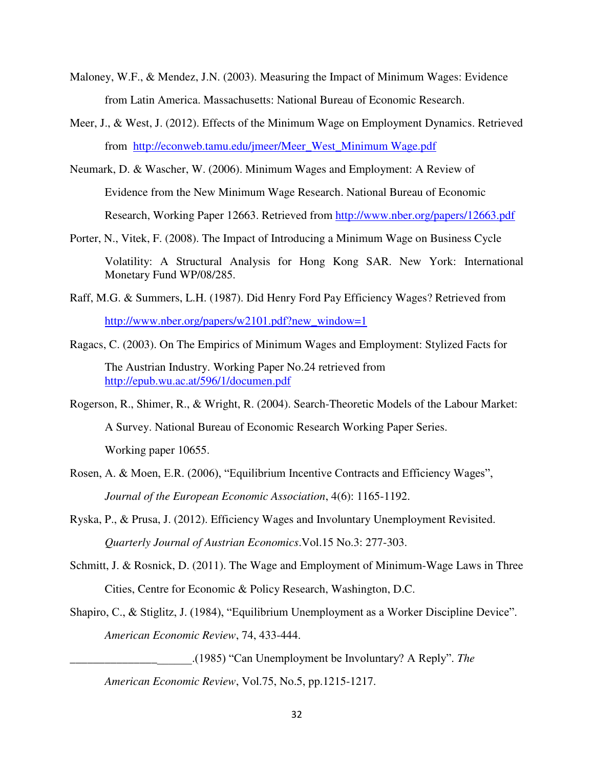Maloney, W.F., & Mendez, J.N. (2003). Measuring the Impact of Minimum Wages: Evidence from Latin America. Massachusetts: National Bureau of Economic Research.

Meer, J., & West, J. (2012). Effects of the Minimum Wage on Employment Dynamics. Retrieved from http://econweb.tamu.edu/jmeer/Meer_West_Minimum Wage.pdf

Neumark, D. & Wascher, W. (2006). Minimum Wages and Employment: A Review of Evidence from the New Minimum Wage Research. National Bureau of Economic Research, Working Paper 12663. Retrieved from http://www.nber.org/papers/12663.pdf

Porter, N., Vitek, F. (2008). The Impact of Introducing a Minimum Wage on Business Cycle Volatility: A Structural Analysis for Hong Kong SAR. New York: International Monetary Fund WP/08/285.

Raff, M.G. & Summers, L.H. (1987). Did Henry Ford Pay Efficiency Wages? Retrieved from http://www.nber.org/papers/w2101.pdf?new_window=1

Ragacs, C. (2003). On The Empirics of Minimum Wages and Employment: Stylized Facts for The Austrian Industry. Working Paper No.24 retrieved from http://epub.wu.ac.at/596/1/documen.pdf

Rogerson, R., Shimer, R., & Wright, R. (2004). Search-Theoretic Models of the Labour Market: A Survey. National Bureau of Economic Research Working Paper Series. Working paper 10655.

Rosen, A. & Moen, E.R. (2006), "Equilibrium Incentive Contracts and Efficiency Wages", *Journal of the European Economic Association*, 4(6): 1165-1192.

Ryska, P., & Prusa, J. (2012). Efficiency Wages and Involuntary Unemployment Revisited. *Quarterly Journal of Austrian Economics*.Vol.15 No.3: 277-303.

Schmitt, J. & Rosnick, D. (2011). The Wage and Employment of Minimum-Wage Laws in Three Cities, Centre for Economic & Policy Research, Washington, D.C.

Shapiro, C., & Stiglitz, J. (1984), "Equilibrium Unemployment as a Worker Discipline Device". *American Economic Review*, 74, 433-444.

_____________________.(1985) "Can Unemployment be Involuntary? A Reply". *The American Economic Review*, Vol.75, No.5, pp.1215-1217.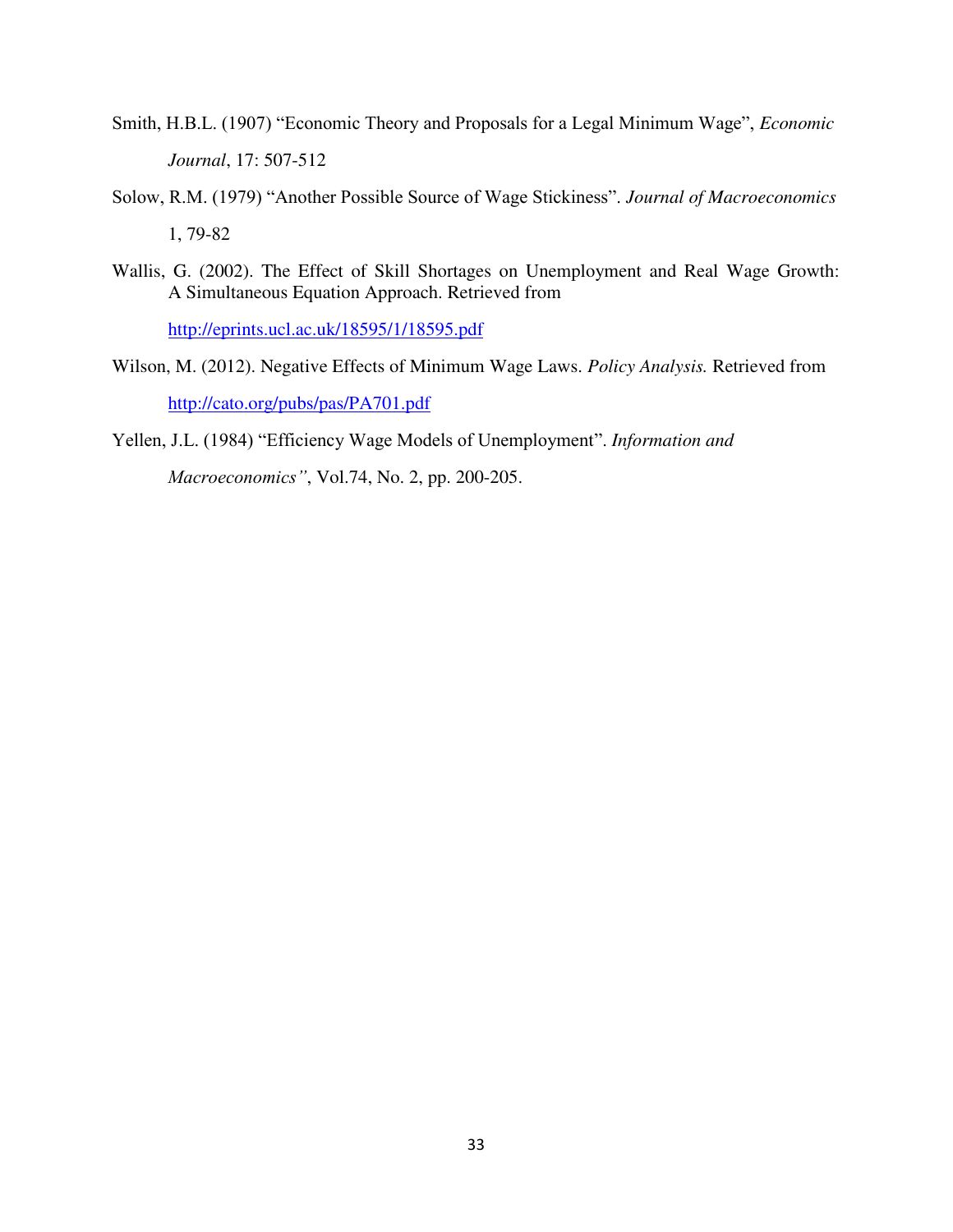Smith, H.B.L. (1907) "Economic Theory and Proposals for a Legal Minimum Wage", *Economic Journal*, 17: 507-512

Solow, R.M. (1979) "Another Possible Source of Wage Stickiness". *Journal of Macroeconomics* 1, 79-82

Wallis, G. (2002). The Effect of Skill Shortages on Unemployment and Real Wage Growth: A Simultaneous Equation Approach. Retrieved from http://eprints.ucl.ac.uk/18595/1/18595.pdf

Wilson, M. (2012). Negative Effects of Minimum Wage Laws. *Policy Analysis.* Retrieved from http://cato.org/pubs/pas/PA701.pdf

Yellen, J.L. (1984) "Efficiency Wage Models of Unemployment". *Information and Macroeconomics"*, Vol.74, No. 2, pp. 200-205.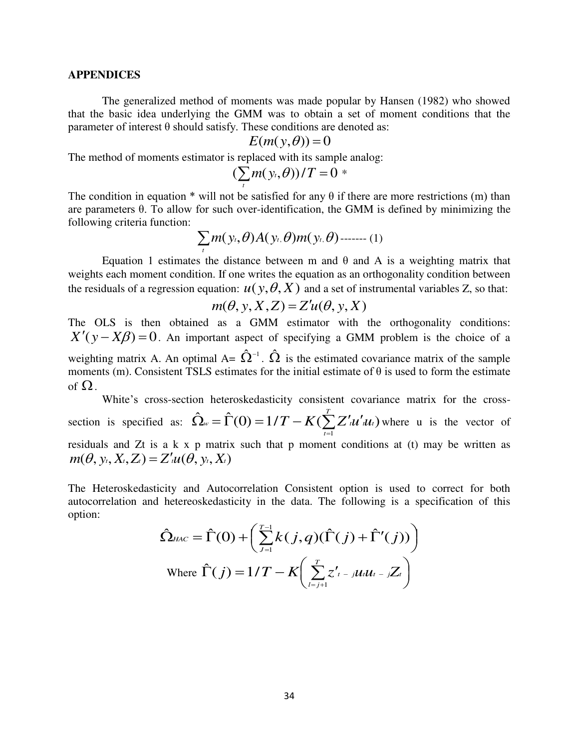**APPENDICES**

The generalized method of moments was made popular by Hansen (1982) who showed that the basic idea underlying the GMM was to obtain a set of moment conditions that the parameter of interest θ should satisfy. These conditions are denoted as:

$$E(m(y,\theta)) = 0$$

The method of moments estimator is replaced with its sample analog:

$$(\sum_{t} m(y_t,\theta))/T = 0 \; *$$

The condition in equation * will not be satisfied for any θ if there are more restrictions (m) than are parameters θ. To allow for such over-identification, the GMM is defined by minimizing the following criteria function:

$$\sum_{t} m(y_t,\theta)A(y_{t,}\theta)m(y_{t,}\theta) \text{ ------- (1)}$$

Equation 1 estimates the distance between m and θ and A is a weighting matrix that weights each moment condition. If one writes the equation as an orthogonality condition between the residuals of a regression equation: $u(y,\theta,X)$ and a set of instrumental variables Z, so that:

$$m(\theta, y, X, Z) = Z'u(\theta, y, X)$$

The OLS is then obtained as a GMM estimator with the orthogonality conditions: $X'(y - X\beta) = 0$. An important aspect of specifying a GMM problem is the choice of a weighting matrix A. An optimal A= $\hat{\Omega}^{-1}$. $\hat{\Omega}$ is the estimated covariance matrix of the sample moments (m). Consistent TSLS estimates for the initial estimate of θ is used to form the estimate of $\Omega$.

White's cross-section heteroskedasticity consistent covariance matrix for the cross-section is specified as: $\hat{\Omega}_w = \hat{\Gamma}(0) = 1/T - K(\sum_{t=1}^{T} Z'_t u'_t u_t)$ where u is the vector of residuals and Zt is a k x p matrix such that p moment conditions at (t) may be written as $m(\theta, y_t, X_t, Z_t) = Z'_t u(\theta, y_t, X_t)$

The Heteroskedasticity and Autocorrelation Consistent option is used to correct for both autocorrelation and hetereoskedasticity in the data. The following is a specification of this option:

$$\hat{\Omega}_{HAC} = \hat{\Gamma}(0) + \left( \sum_{J=1}^{T-1} k(j,q)(\hat{\Gamma}(j) + \hat{\Gamma}'(j)) \right)$$

$$\text{Where } \hat{\Gamma}(j) = 1/T - K\left( \sum_{l=j+1}^{T} z'_{t-j} u_t u_{t-j} Z_t \right)$$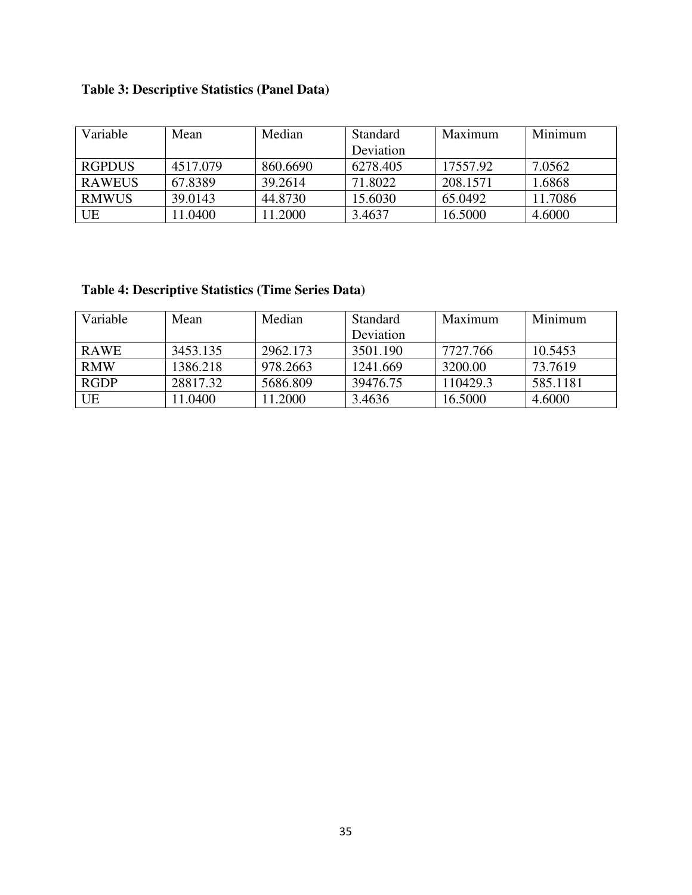**Table 3: Descriptive Statistics (Panel Data)**

| Variable | Mean | Median | Standard Deviation | Maximum | Minimum |
|---|---|---|---|---|---|
| RGPDUS | 4517.079 | 860.6690 | 6278.405 | 17557.92 | 7.0562 |
| RAWEUS | 67.8389 | 39.2614 | 71.8022 | 208.1571 | 1.6868 |
| RMWUS | 39.0143 | 44.8730 | 15.6030 | 65.0492 | 11.7086 |
| UE | 11.0400 | 11.2000 | 3.4637 | 16.5000 | 4.6000 |

**Table 4: Descriptive Statistics (Time Series Data)**

| Variable | Mean | Median | Standard Deviation | Maximum | Minimum |
|---|---|---|---|---|---|
| RAWE | 3453.135 | 2962.173 | 3501.190 | 7727.766 | 10.5453 |
| RMW | 1386.218 | 978.2663 | 1241.669 | 3200.00 | 73.7619 |
| RGDP | 28817.32 | 5686.809 | 39476.75 | 110429.3 | 585.1181 |
| UE | 11.0400 | 11.2000 | 3.4636 | 16.5000 | 4.6000 |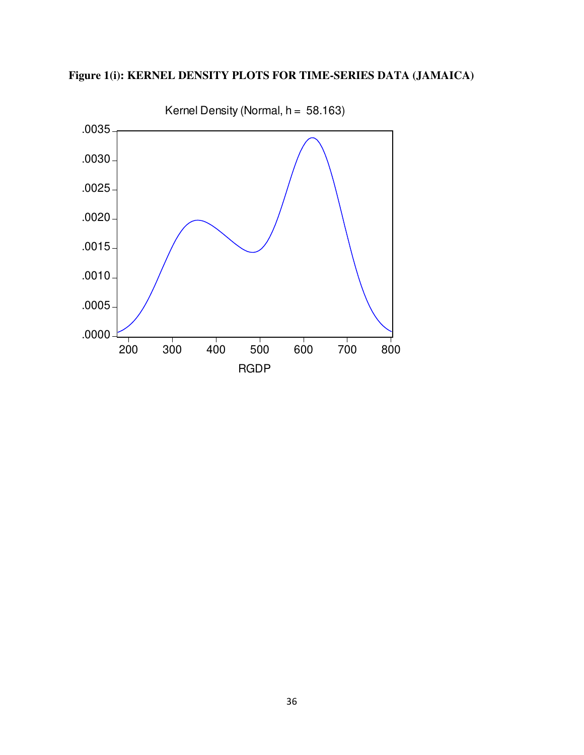**Figure 1(i): KERNEL DENSITY PLOTS FOR TIME-SERIES DATA (JAMAICA)**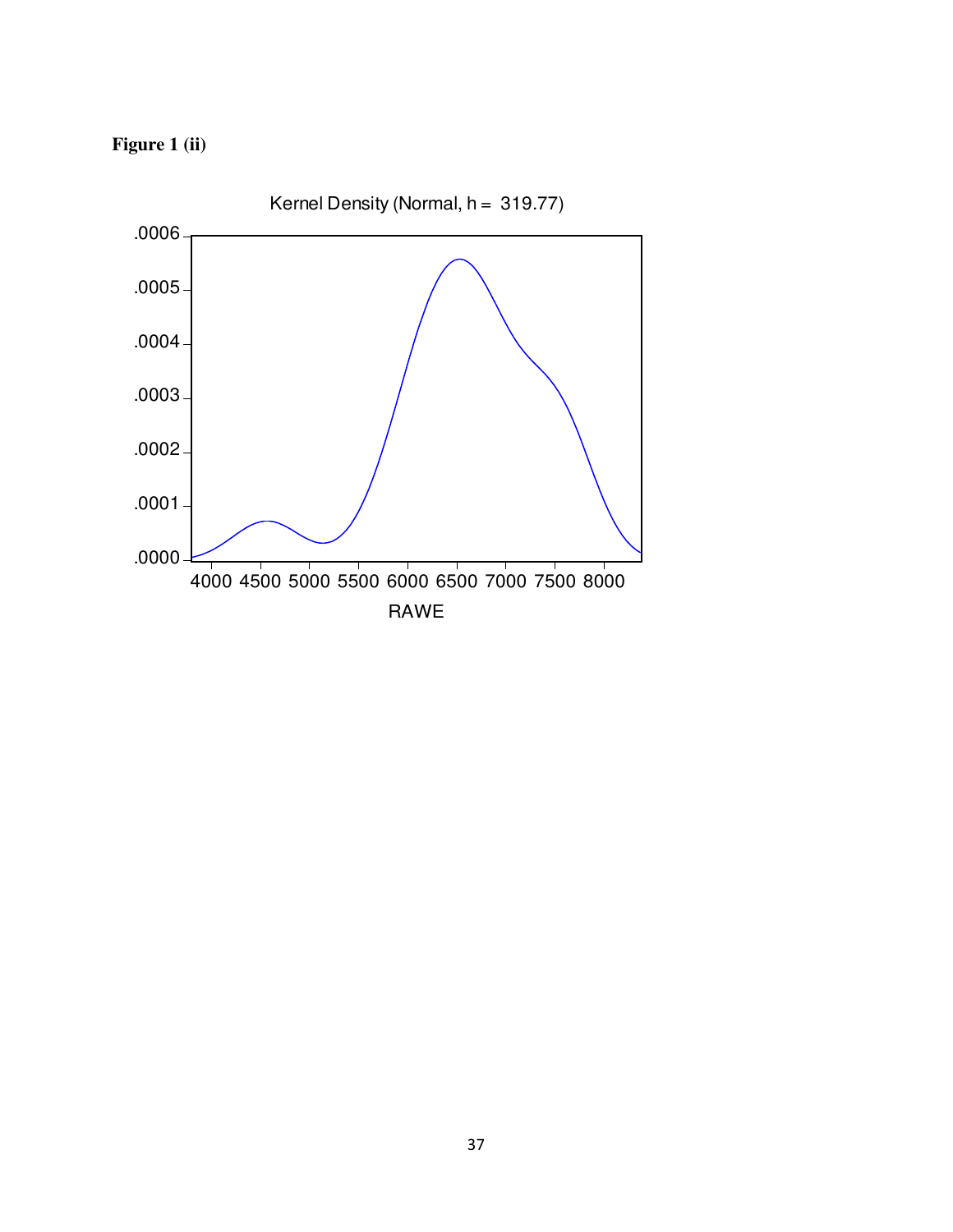**Figure 1 (ii)**

Kernel Density (Normal, h = 319.77)

RAWE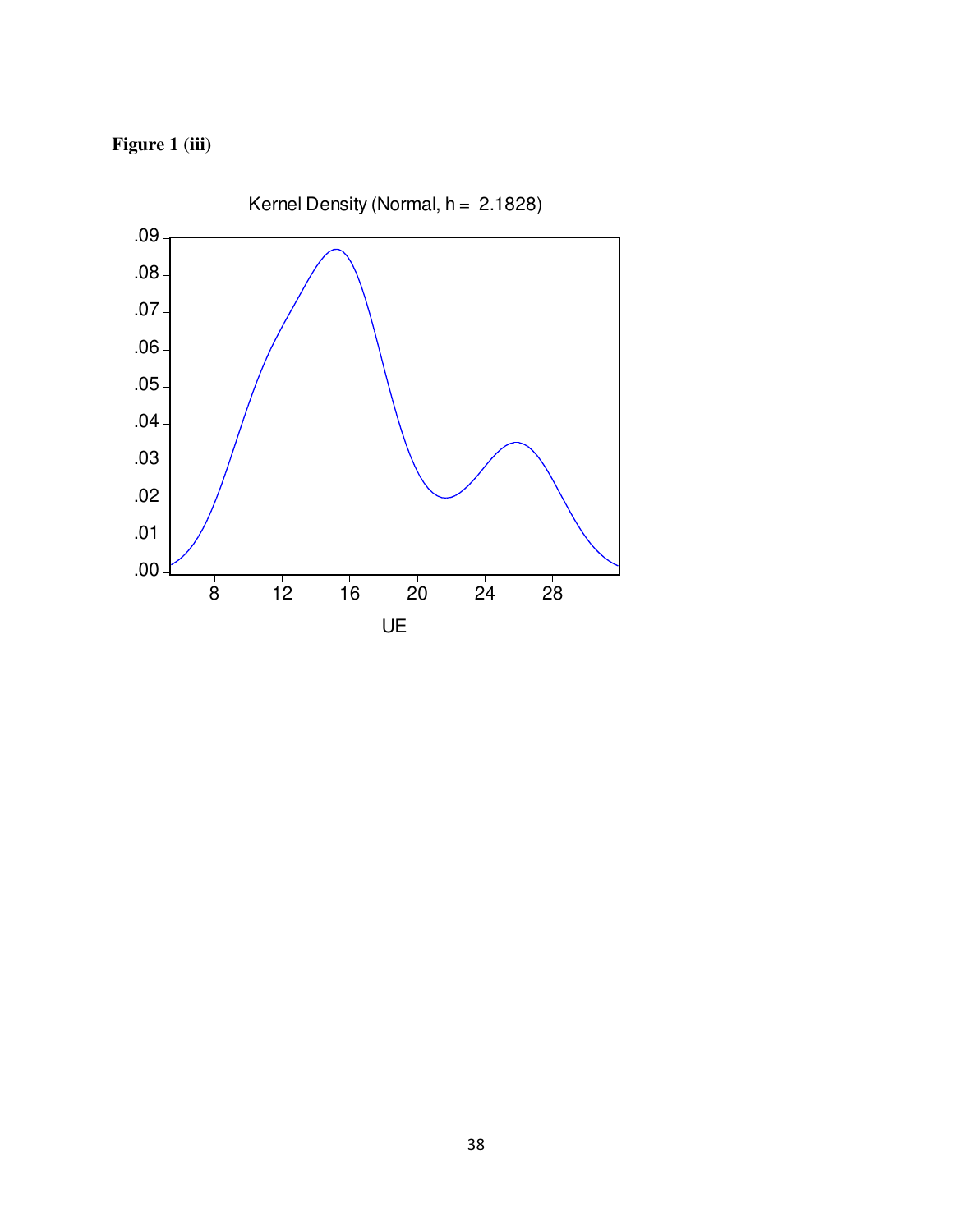**Figure 1 (iii)**

Kernel Density (Normal, h = 2.1828)

UE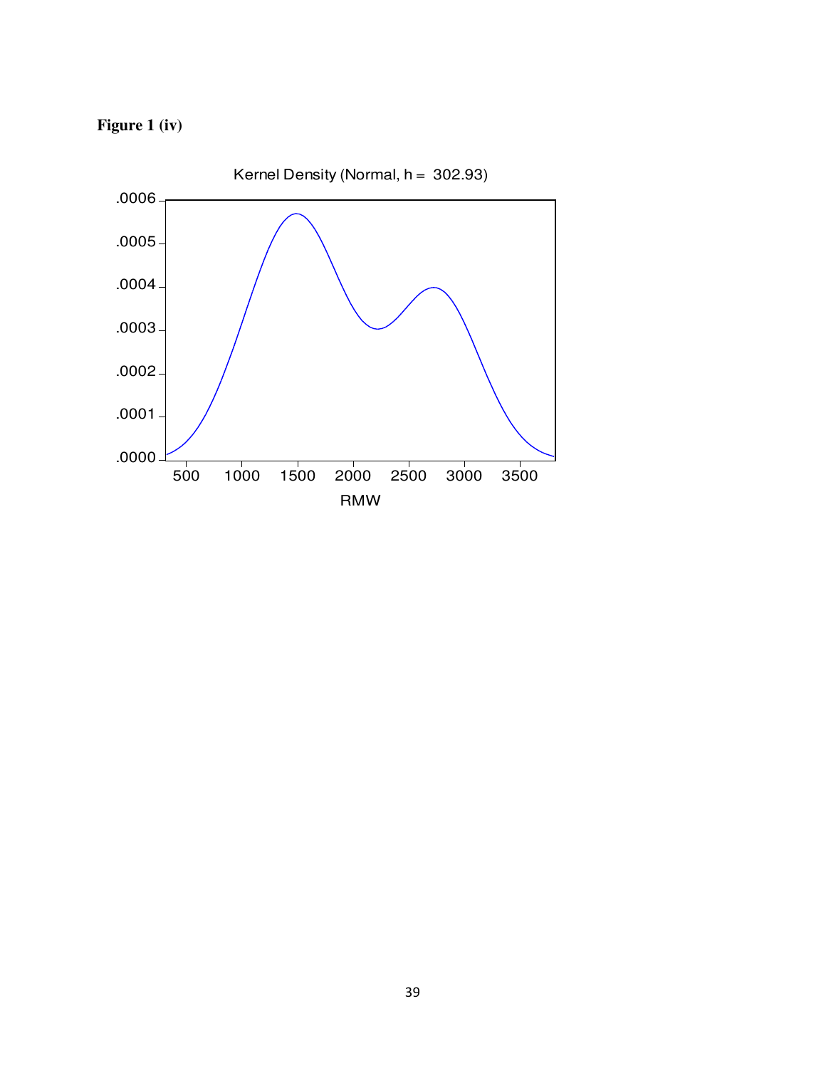**Figure 1 (iv)**

Kernel Density (Normal, h = 302.93)

RMW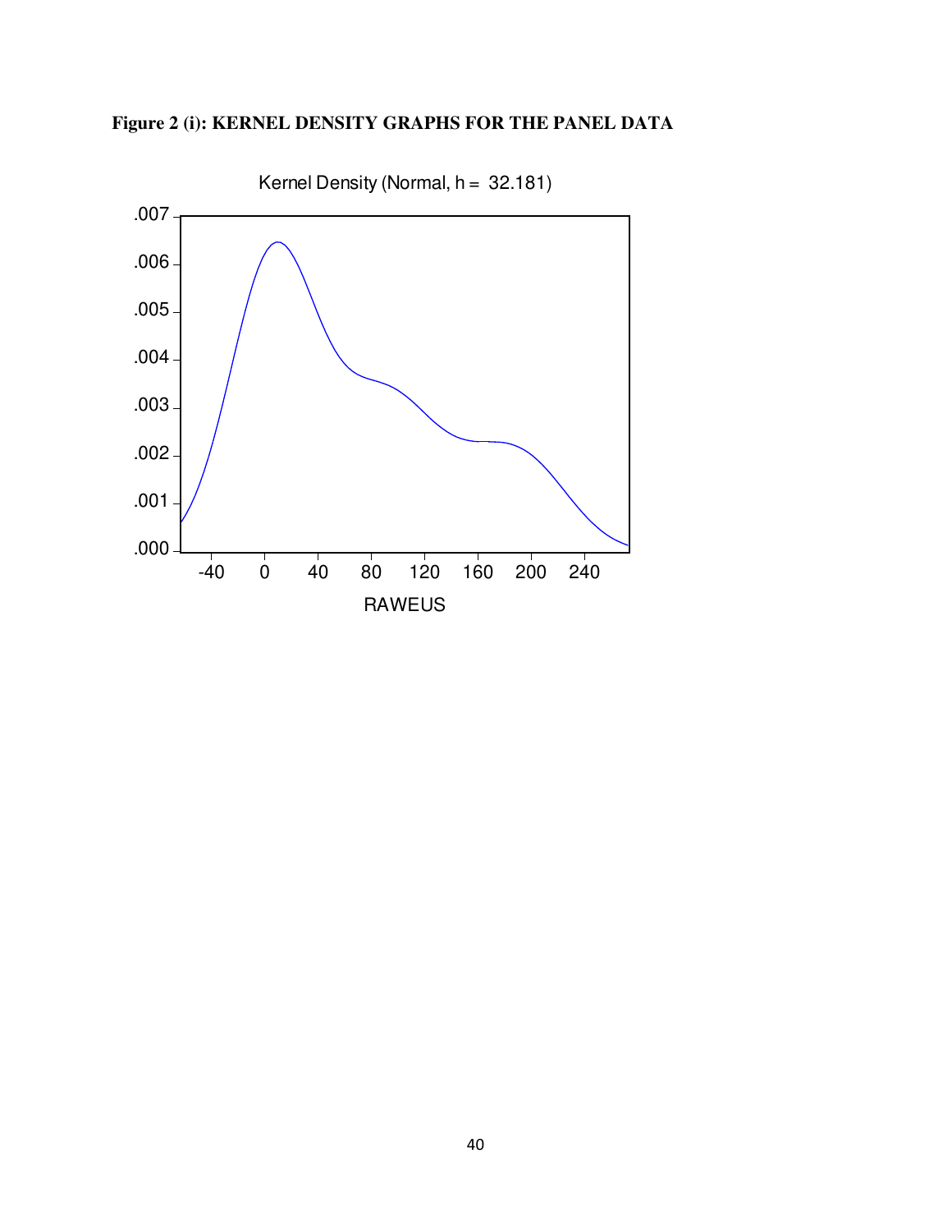**Figure 2 (i): KERNEL DENSITY GRAPHS FOR THE PANEL DATA**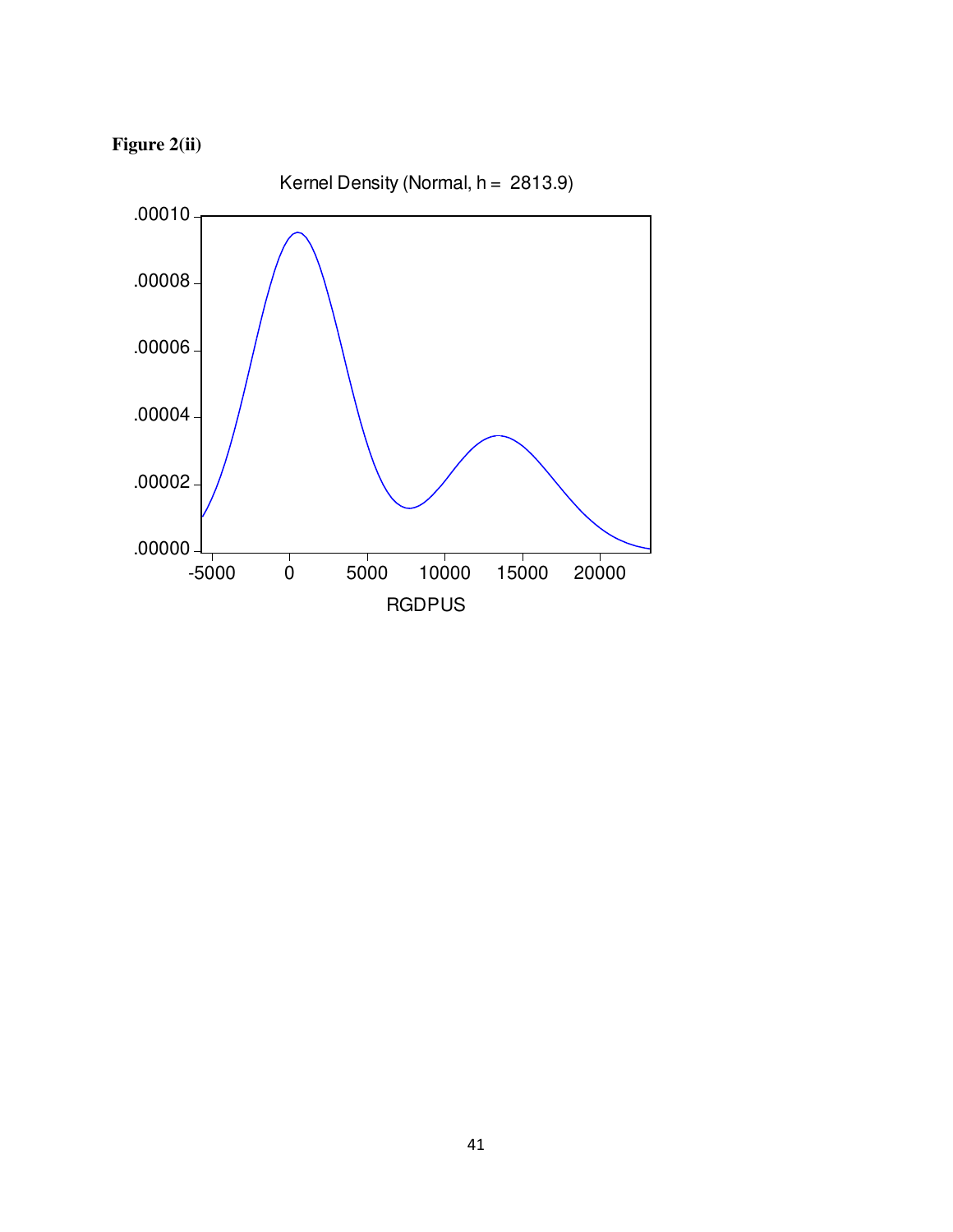**Figure 2(ii)**

Kernel Density (Normal, h = 2813.9)

RGDPUS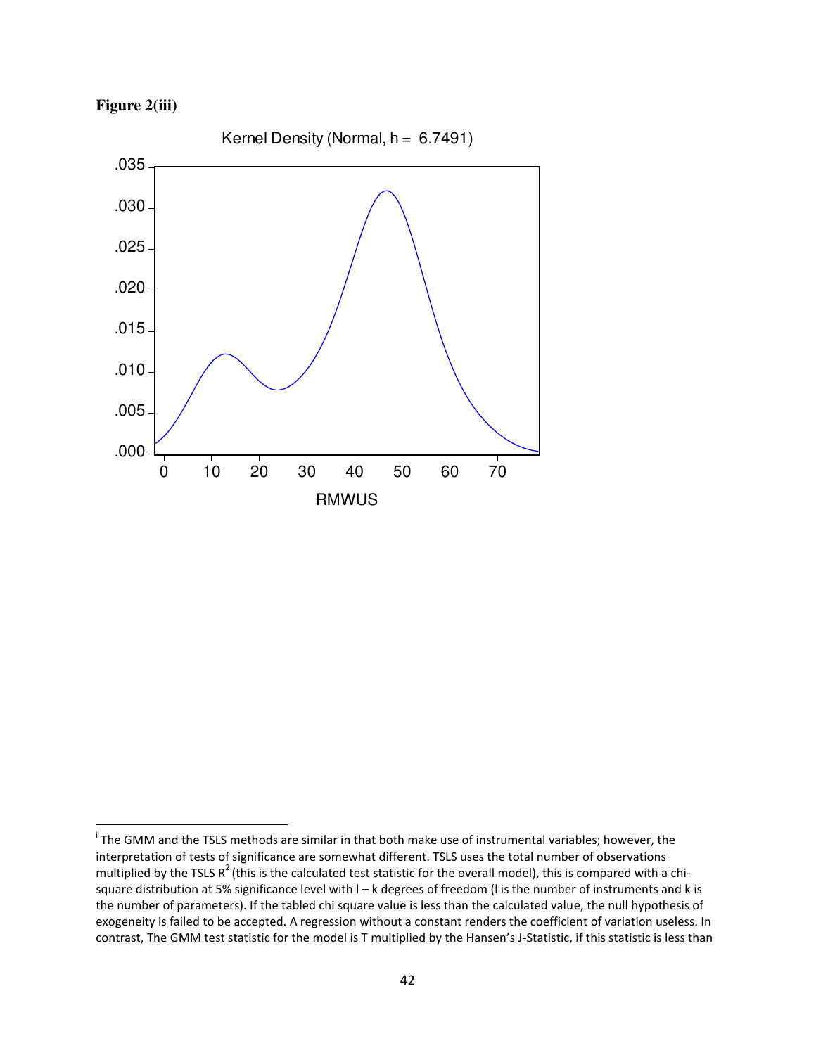**Figure 2(iii)**

Kernel Density (Normal, h = 6.7491)

RMWUS

---

[i] The GMM and the TSLS methods are similar in that both make use of instrumental variables; however, the interpretation of tests of significance are somewhat different. TSLS uses the total number of observations multiplied by the TSLS $R^2$ (this is the calculated test statistic for the overall model), this is compared with a chi-square distribution at 5% significance level with l – k degrees of freedom (l is the number of instruments and k is the number of parameters). If the tabled chi square value is less than the calculated value, the null hypothesis of exogeneity is failed to be accepted. A regression without a constant renders the coefficient of variation useless. In contrast, The GMM test statistic for the model is T multiplied by the Hansen's J-Statistic, if this statistic is less than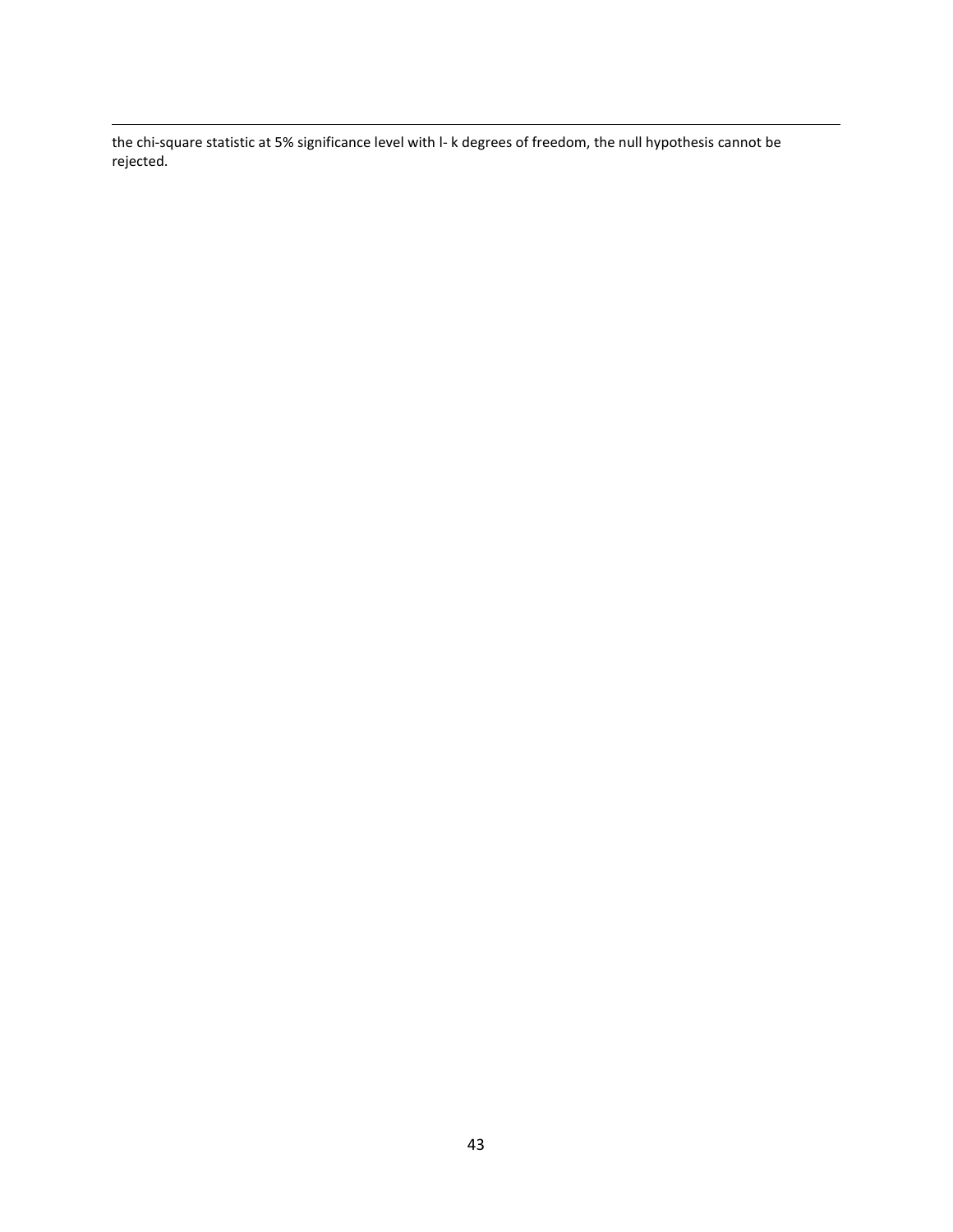the chi-square statistic at 5% significance level with l- k degrees of freedom, the null hypothesis cannot be rejected.